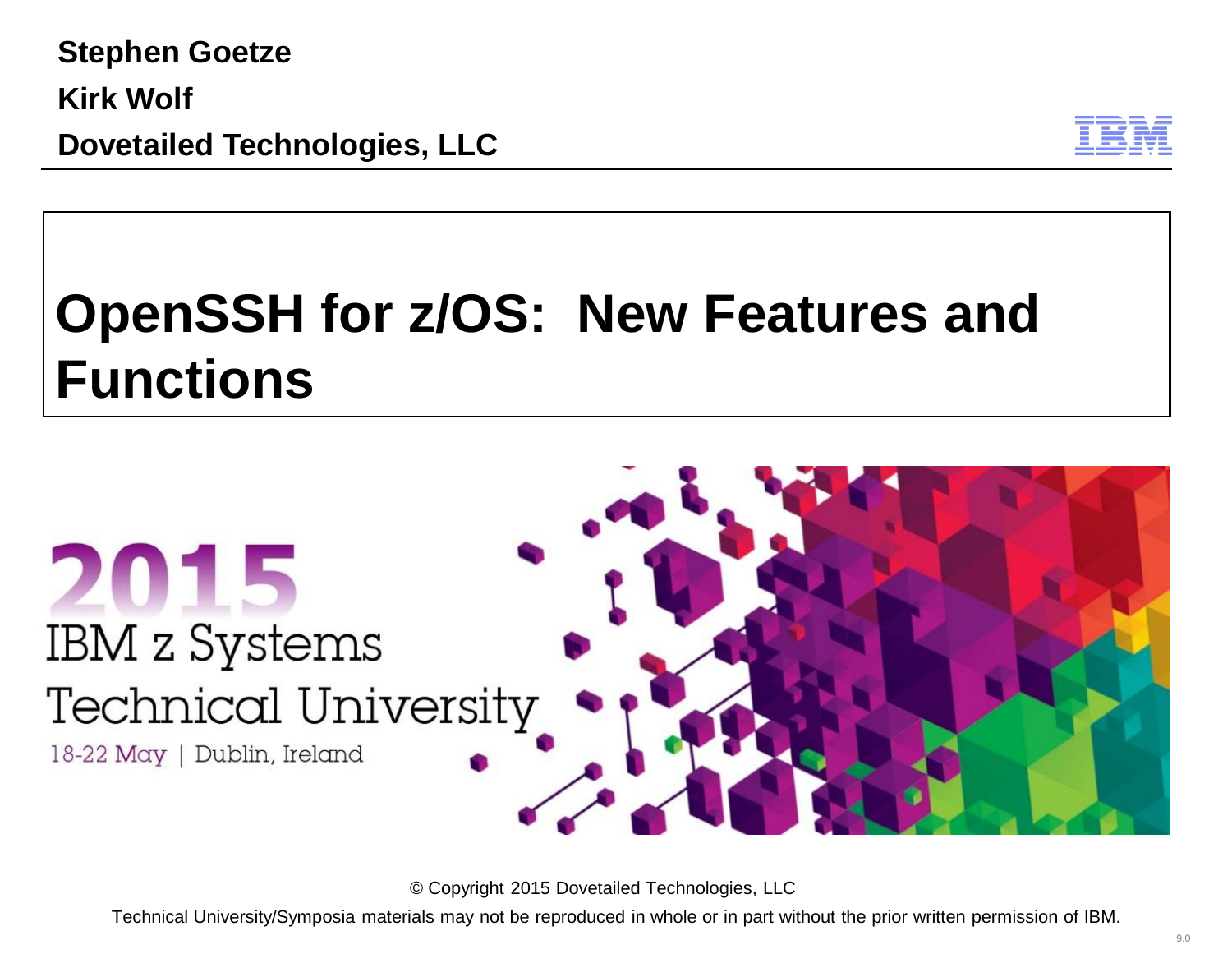**Stephen Goetze**

**Kirk Wolf**

**Dovetailed Technologies, LLC**

# OpenSSH for z/OS: New Features and Functions

2015

IBM z Systems

Technical University

18-22 May | Dublin, Ireland

© Copyright 2015 Dovetailed Technologies, LLC

Technical University/Symposia materials may not be reproduced in whole or in part without the prior written permission of IBM.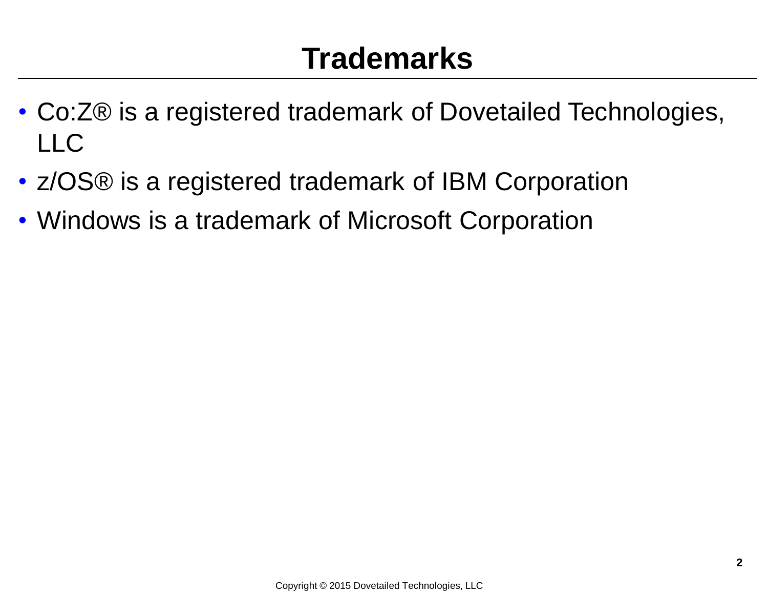# Trademarks

- Co:Z® is a registered trademark of Dovetailed Technologies, LLC
- z/OS® is a registered trademark of IBM Corporation
- Windows is a trademark of Microsoft Corporation

Copyright © 2015 Dovetailed Technologies, LLC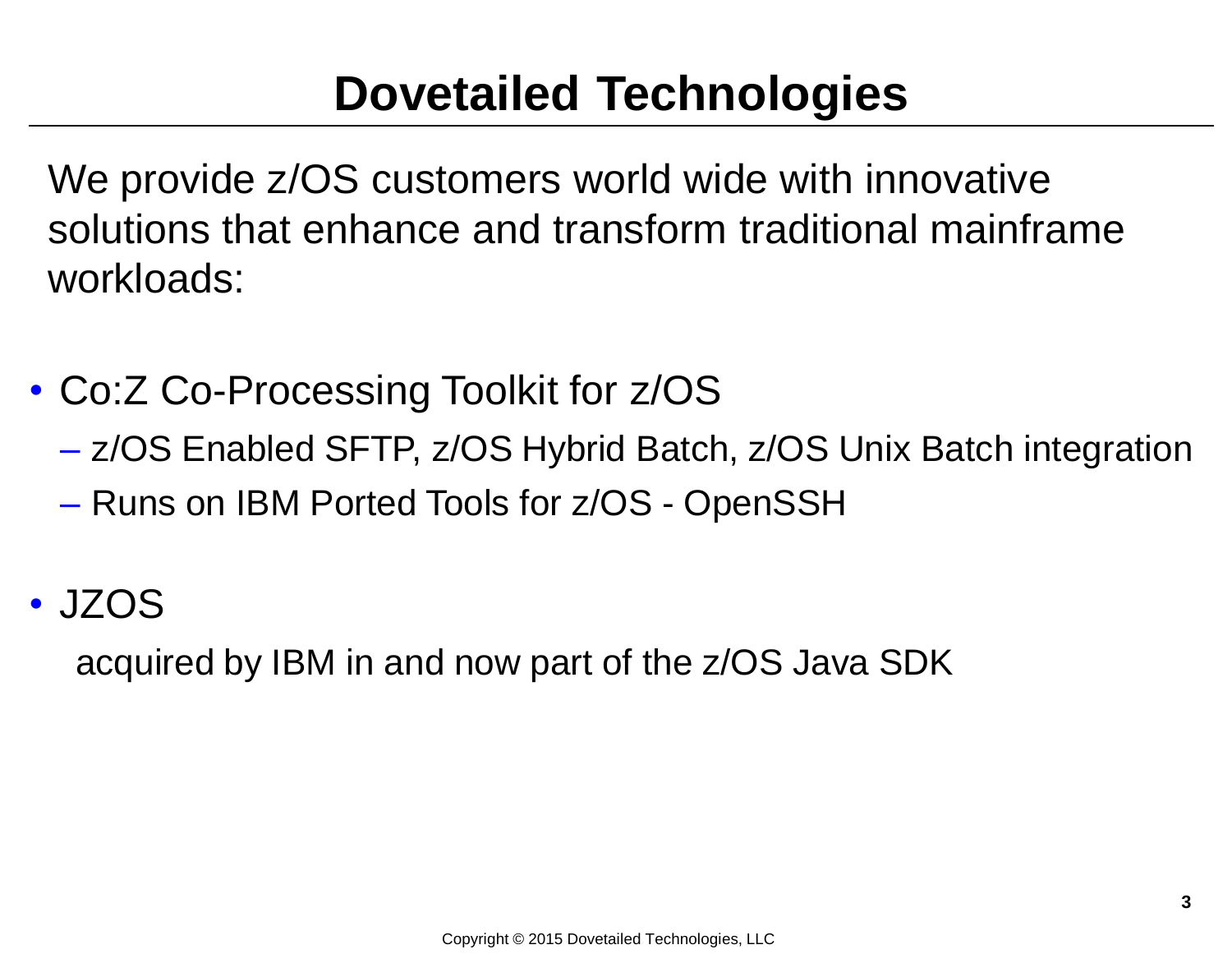# Dovetailed Technologies

We provide z/OS customers world wide with innovative solutions that enhance and transform traditional mainframe workloads:

- Co:Z Co-Processing Toolkit for z/OS
  - z/OS Enabled SFTP, z/OS Hybrid Batch, z/OS Unix Batch integration
  - Runs on IBM Ported Tools for z/OS - OpenSSH
- JZOS

  acquired by IBM in and now part of the z/OS Java SDK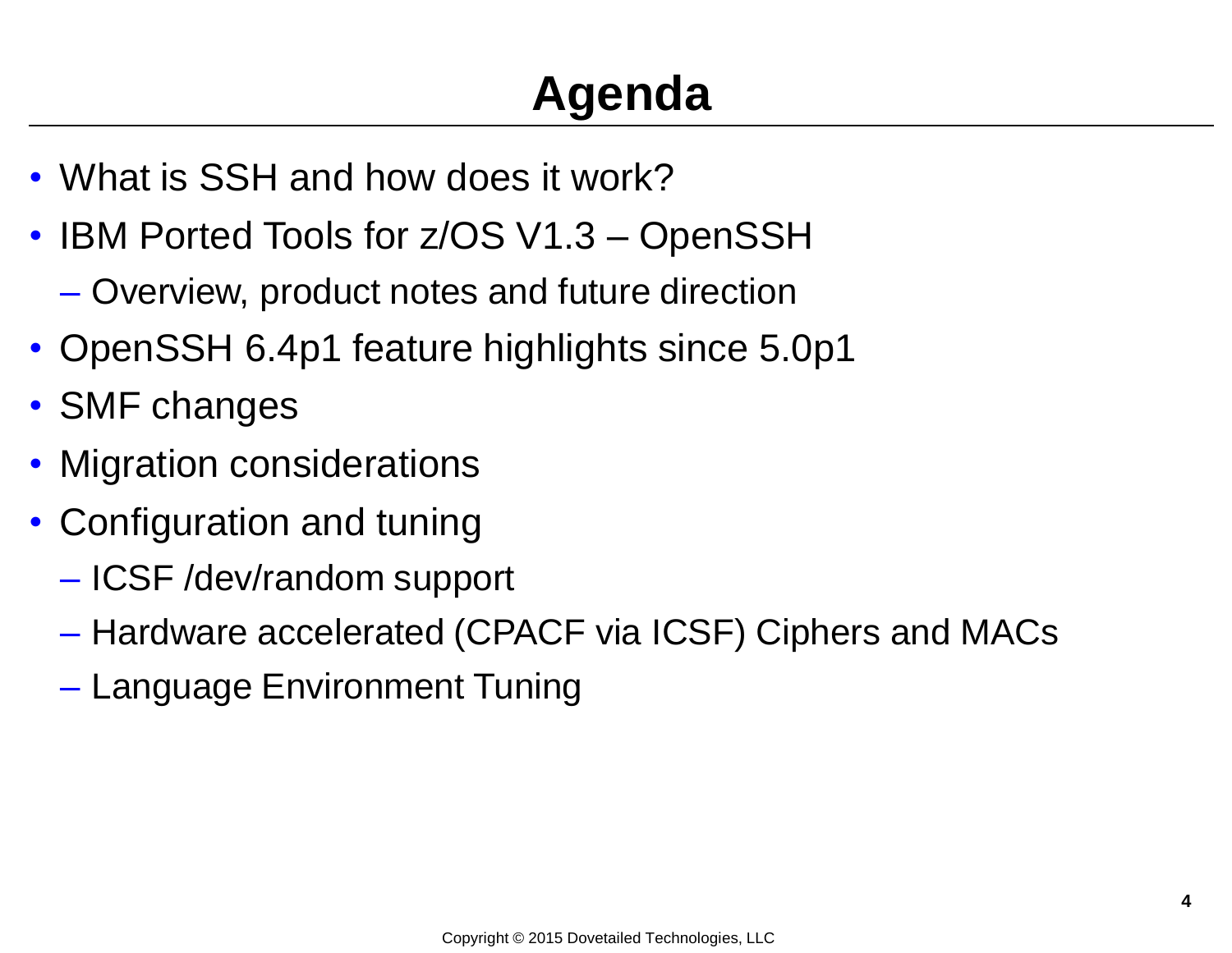# Agenda

- What is SSH and how does it work?
- IBM Ported Tools for z/OS V1.3 – OpenSSH
  - Overview, product notes and future direction
- OpenSSH 6.4p1 feature highlights since 5.0p1
- SMF changes
- Migration considerations
- Configuration and tuning
  - ICSF /dev/random support
  - Hardware accelerated (CPACF via ICSF) Ciphers and MACs
  - Language Environment Tuning

Copyright © 2015 Dovetailed Technologies, LLC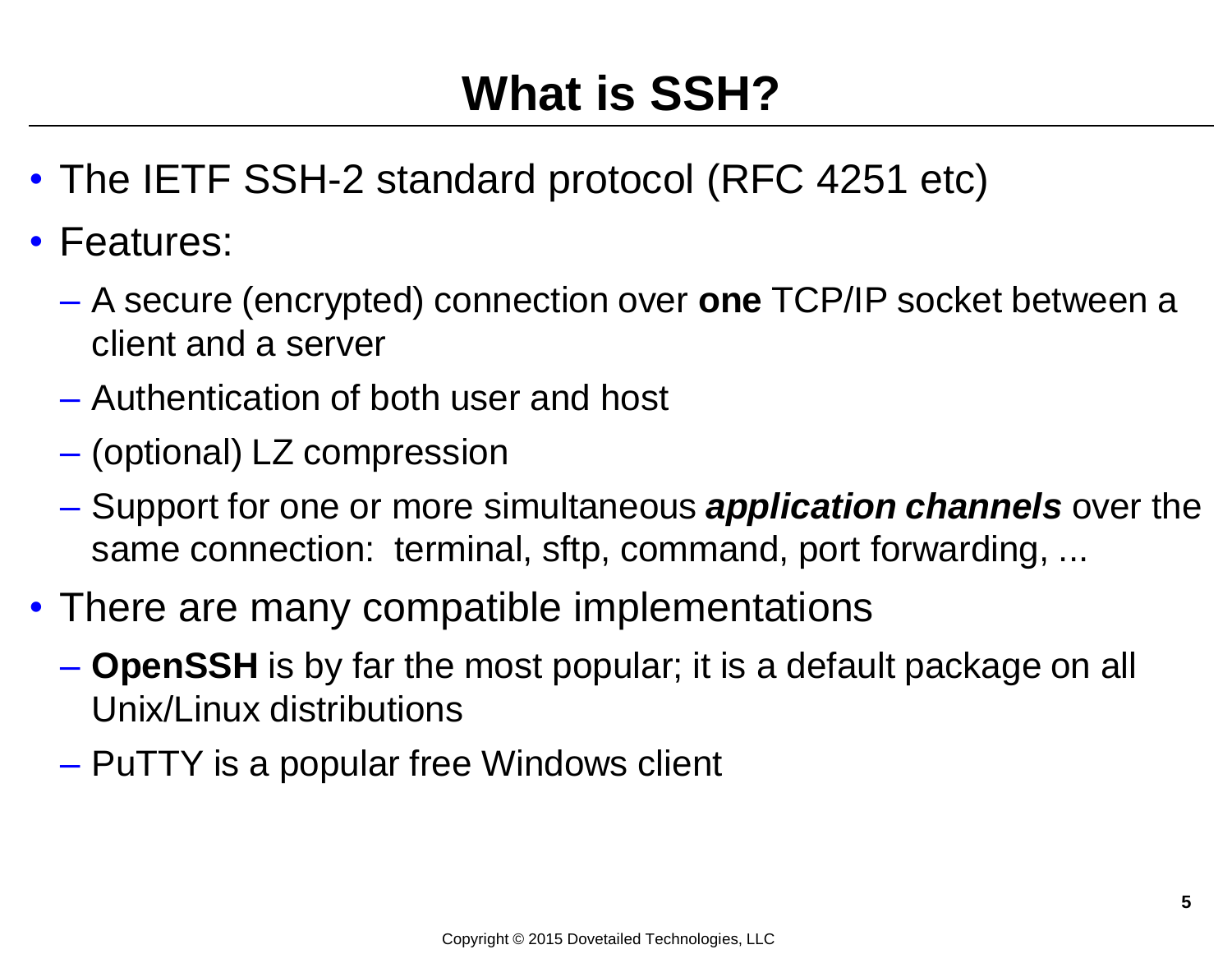# What is SSH?

- The IETF SSH-2 standard protocol (RFC 4251 etc)
- Features:
  - A secure (encrypted) connection over **one** TCP/IP socket between a client and a server
  - Authentication of both user and host
  - (optional) LZ compression
  - Support for one or more simultaneous ***application channels*** over the same connection: terminal, sftp, command, port forwarding, ...
- There are many compatible implementations
  - **OpenSSH** is by far the most popular; it is a default package on all Unix/Linux distributions
  - PuTTY is a popular free Windows client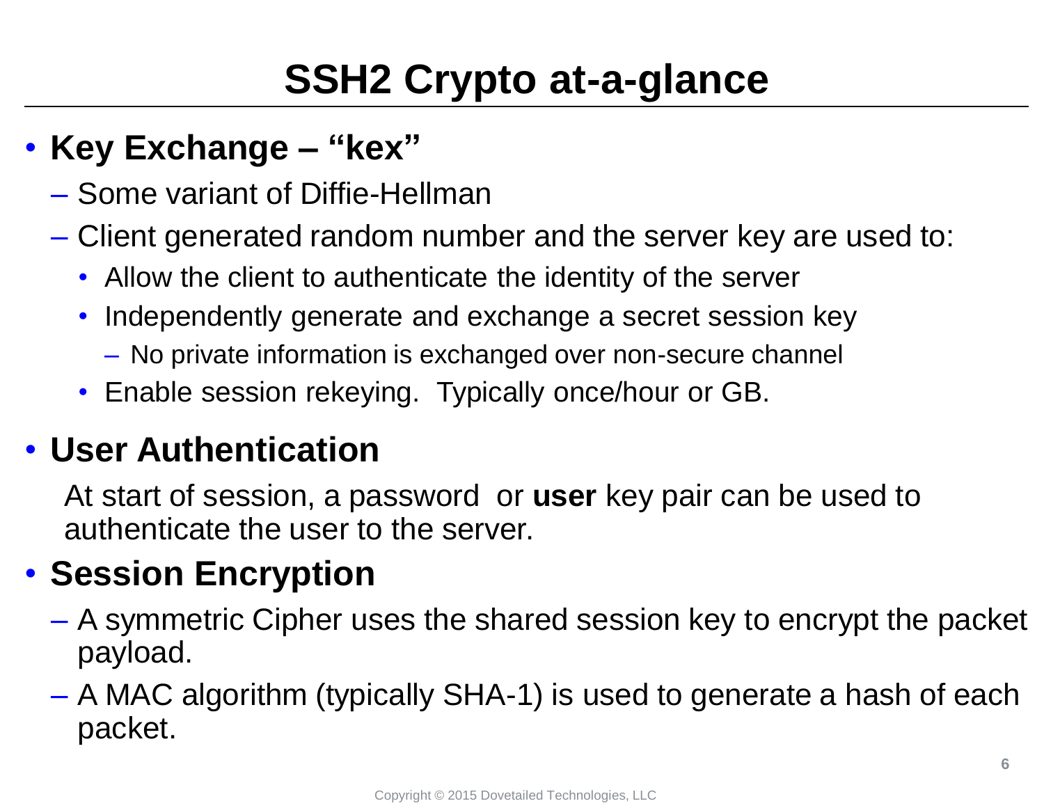# SSH2 Crypto at-a-glance

- **Key Exchange – "kex"**
  - Some variant of Diffie-Hellman
  - Client generated random number and the server key are used to:
    - Allow the client to authenticate the identity of the server
    - Independently generate and exchange a secret session key
      - No private information is exchanged over non-secure channel
    - Enable session rekeying. Typically once/hour or GB.
- **User Authentication**

  At start of session, a password or **user** key pair can be used to authenticate the user to the server.
- **Session Encryption**
  - A symmetric Cipher uses the shared session key to encrypt the packet payload.
  - A MAC algorithm (typically SHA-1) is used to generate a hash of each packet.

Copyright © 2015 Dovetailed Technologies, LLC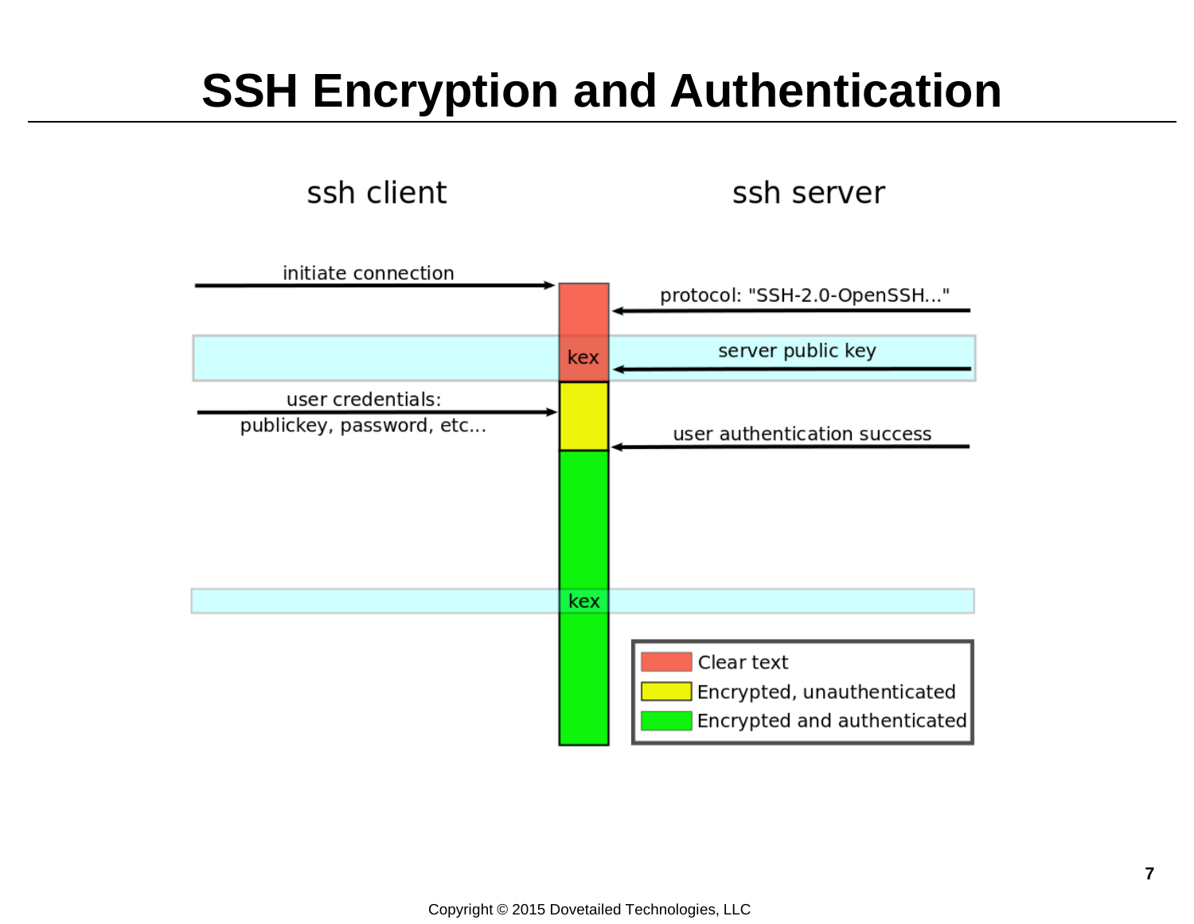# SSH Encryption and Authentication

ssh client

ssh server

initiate connection

protocol: "SSH-2.0-OpenSSH..."

kex

server public key

user credentials:
publickey, password, etc...

user authentication success

kex

- Clear text
- Encrypted, unauthenticated
- Encrypted and authenticated

Copyright © 2015 Dovetailed Technologies, LLC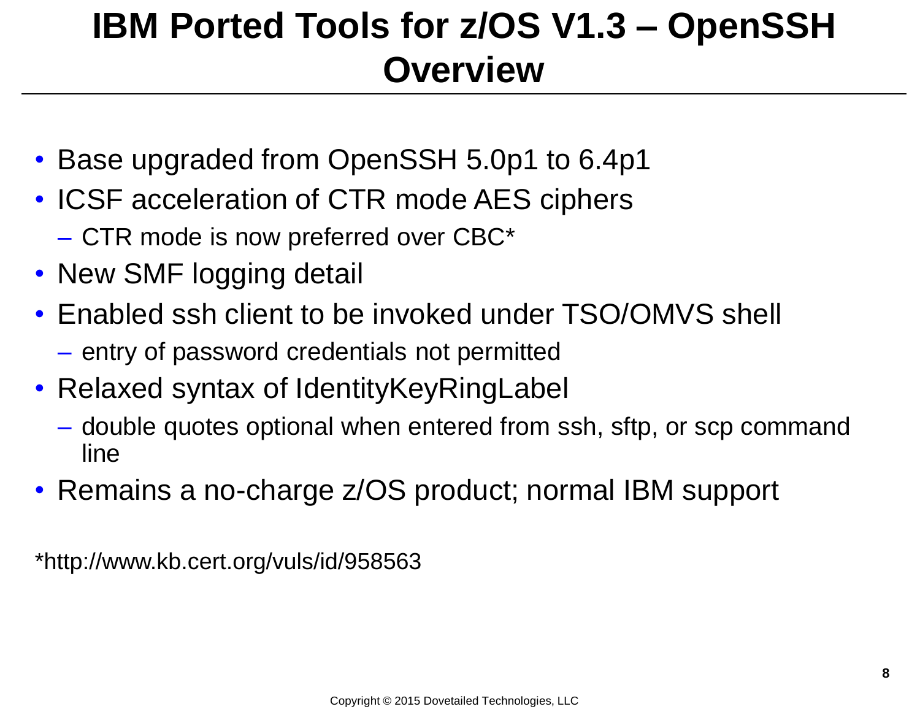# IBM Ported Tools for z/OS V1.3 – OpenSSH Overview

- Base upgraded from OpenSSH 5.0p1 to 6.4p1
- ICSF acceleration of CTR mode AES ciphers
  - CTR mode is now preferred over CBC*
- New SMF logging detail
- Enabled ssh client to be invoked under TSO/OMVS shell
  - entry of password credentials not permitted
- Relaxed syntax of IdentityKeyRingLabel
  - double quotes optional when entered from ssh, sftp, or scp command line
- Remains a no-charge z/OS product; normal IBM support

*http://www.kb.cert.org/vuls/id/958563

Copyright © 2015 Dovetailed Technologies, LLC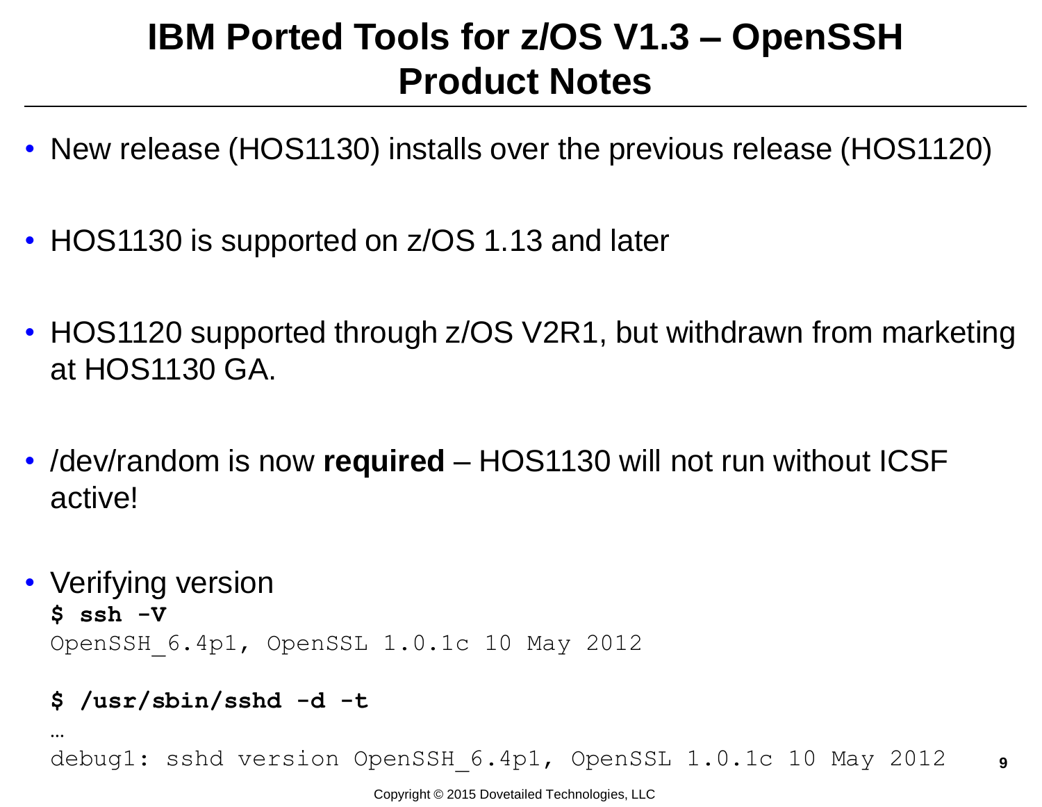# IBM Ported Tools for z/OS V1.3 – OpenSSH Product Notes

- New release (HOS1130) installs over the previous release (HOS1120)
- HOS1130 is supported on z/OS 1.13 and later
- HOS1120 supported through z/OS V2R1, but withdrawn from marketing at HOS1130 GA.
- /dev/random is now **required** – HOS1130 will not run without ICSF active!
- Verifying version

```
$ ssh -V
OpenSSH_6.4p1, OpenSSL 1.0.1c 10 May 2012

$ /usr/sbin/sshd -d -t
…
debug1: sshd version OpenSSH_6.4p1, OpenSSL 1.0.1c 10 May 2012
```

Copyright © 2015 Dovetailed Technologies, LLC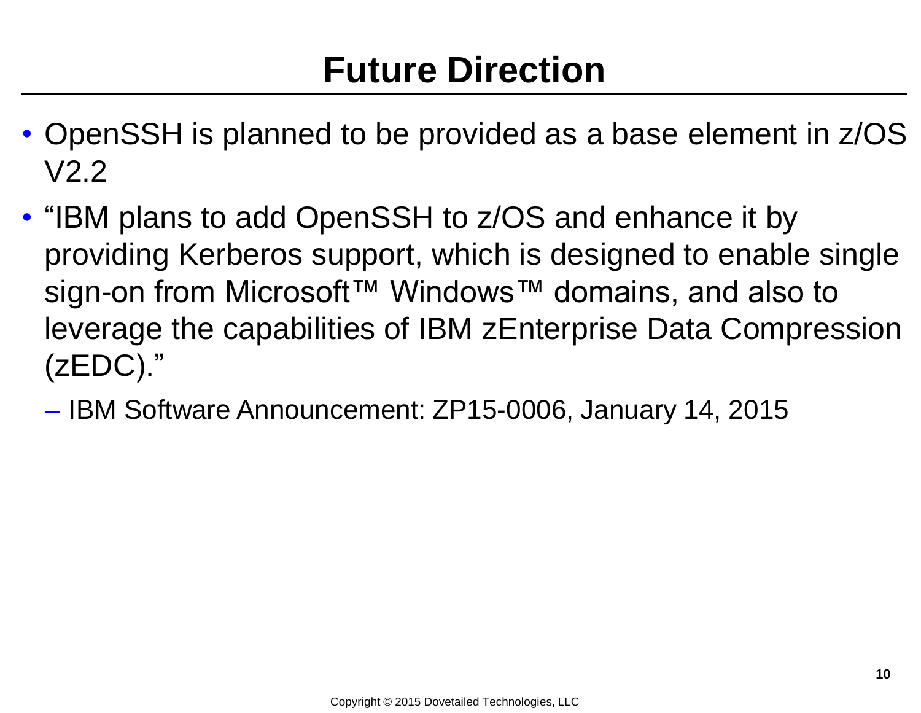# Future Direction

- OpenSSH is planned to be provided as a base element in z/OS V2.2
- “IBM plans to add OpenSSH to z/OS and enhance it by providing Kerberos support, which is designed to enable single sign-on from Microsoft™ Windows™ domains, and also to leverage the capabilities of IBM zEnterprise Data Compression (zEDC).”
  - IBM Software Announcement: ZP15-0006, January 14, 2015

Copyright © 2015 Dovetailed Technologies, LLC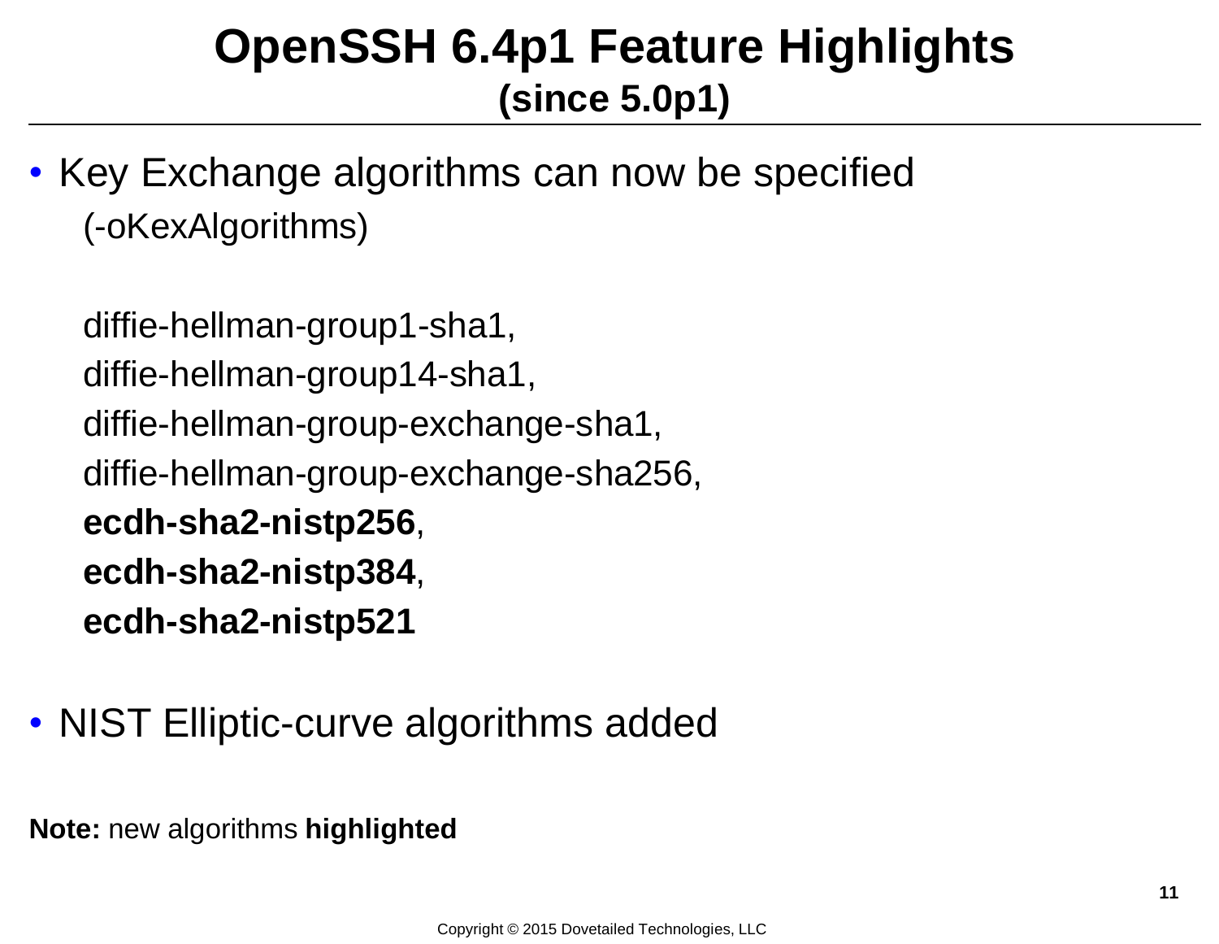# OpenSSH 6.4p1 Feature Highlights
## (since 5.0p1)

- Key Exchange algorithms can now be specified

  (-oKexAlgorithms)

  diffie-hellman-group1-sha1,
  diffie-hellman-group14-sha1,
  diffie-hellman-group-exchange-sha1,
  diffie-hellman-group-exchange-sha256,
  **ecdh-sha2-nistp256**,
  **ecdh-sha2-nistp384**,
  **ecdh-sha2-nistp521**

- NIST Elliptic-curve algorithms added

**Note:** new algorithms **highlighted**

Copyright © 2015 Dovetailed Technologies, LLC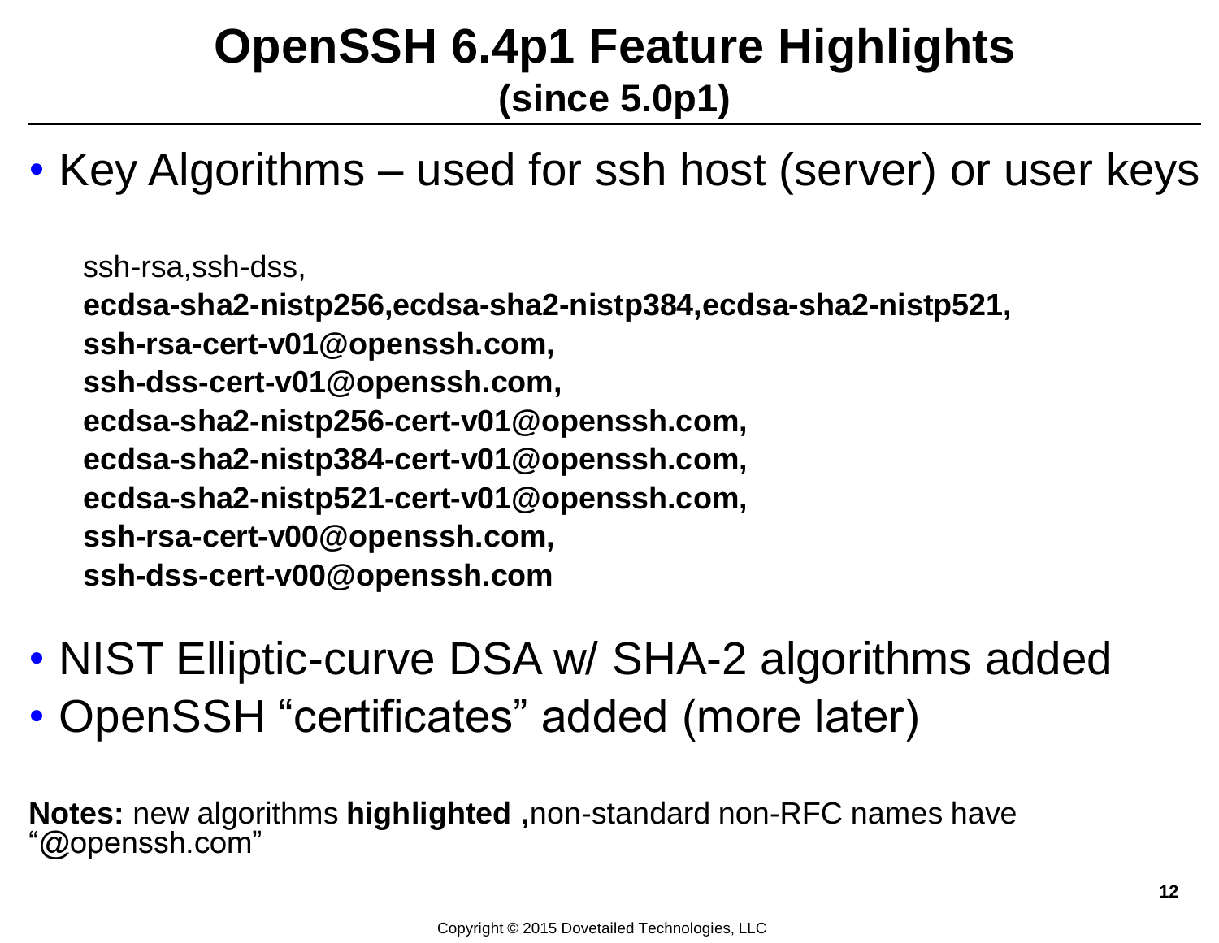# OpenSSH 6.4p1 Feature Highlights
## (since 5.0p1)

- Key Algorithms – used for ssh host (server) or user keys

ssh-rsa,ssh-dss,
**ecdsa-sha2-nistp256,ecdsa-sha2-nistp384,ecdsa-sha2-nistp521,**
**ssh-rsa-cert-v01@openssh.com,**
**ssh-dss-cert-v01@openssh.com,**
**ecdsa-sha2-nistp256-cert-v01@openssh.com,**
**ecdsa-sha2-nistp384-cert-v01@openssh.com,**
**ecdsa-sha2-nistp521-cert-v01@openssh.com,**
**ssh-rsa-cert-v00@openssh.com,**
**ssh-dss-cert-v00@openssh.com**

- NIST Elliptic-curve DSA w/ SHA-2 algorithms added
- OpenSSH "certificates" added (more later)

**Notes:** new algorithms **highlighted ,**non-standard non-RFC names have "@openssh.com"

Copyright © 2015 Dovetailed Technologies, LLC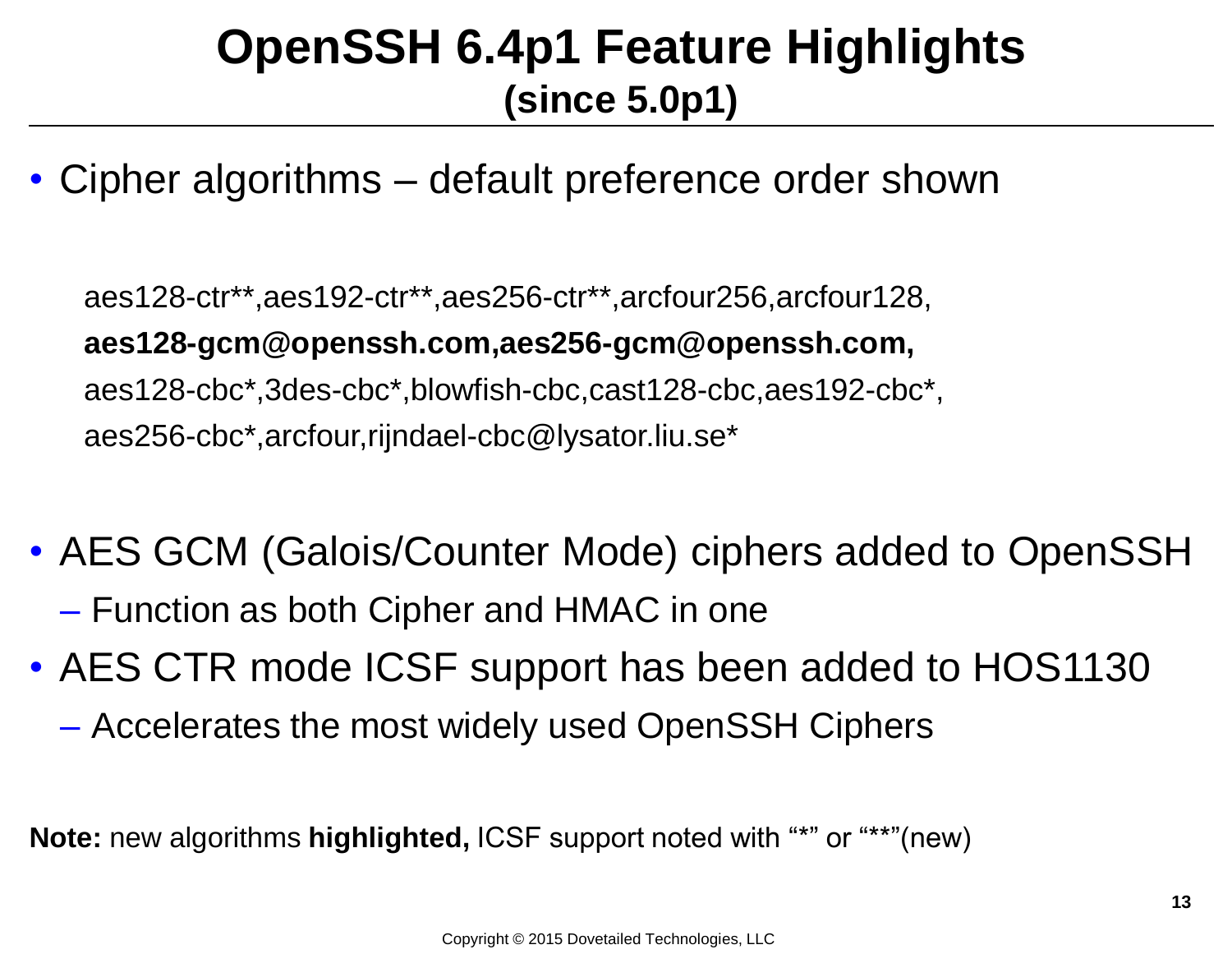# OpenSSH 6.4p1 Feature Highlights
## (since 5.0p1)

- Cipher algorithms – default preference order shown

  aes128-ctr**,aes192-ctr**,aes256-ctr**,arcfour256,arcfour128,
  **aes128-gcm@openssh.com,aes256-gcm@openssh.com,**
  aes128-cbc*,3des-cbc*,blowfish-cbc,cast128-cbc,aes192-cbc*,
  aes256-cbc*,arcfour,rijndael-cbc@lysator.liu.se*

- AES GCM (Galois/Counter Mode) ciphers added to OpenSSH
  - Function as both Cipher and HMAC in one
- AES CTR mode ICSF support has been added to HOS1130
  - Accelerates the most widely used OpenSSH Ciphers

**Note:** new algorithms **highlighted,** ICSF support noted with "*" or "**"(new)

Copyright © 2015 Dovetailed Technologies, LLC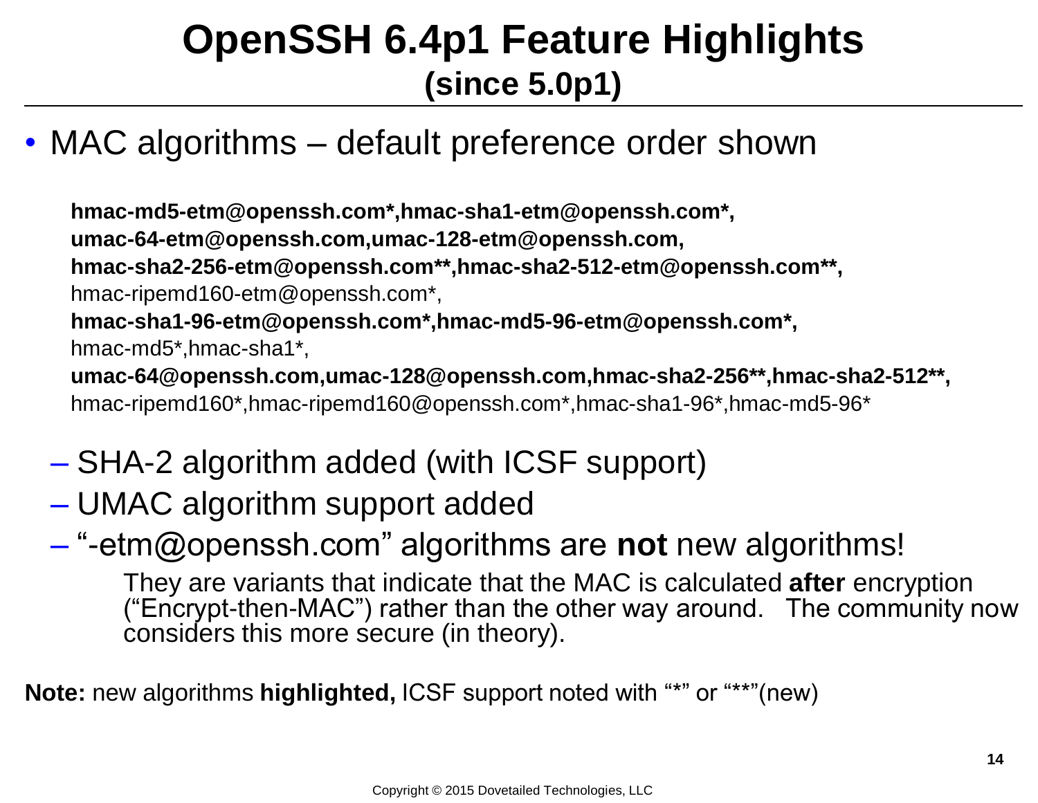# OpenSSH 6.4p1 Feature Highlights
## (since 5.0p1)

- MAC algorithms – default preference order shown

**hmac-md5-etm@openssh.com*,hmac-sha1-etm@openssh.com*,**
**umac-64-etm@openssh.com,umac-128-etm@openssh.com,**
**hmac-sha2-256-etm@openssh.com**,hmac-sha2-512-etm@openssh.com**,**
hmac-ripemd160-etm@openssh.com*,
**hmac-sha1-96-etm@openssh.com*,hmac-md5-96-etm@openssh.com*,**
hmac-md5*,hmac-sha1*,
**umac-64@openssh.com,umac-128@openssh.com,hmac-sha2-256**,hmac-sha2-512**,**
hmac-ripemd160*,hmac-ripemd160@openssh.com*,hmac-sha1-96*,hmac-md5-96*

  - SHA-2 algorithm added (with ICSF support)
  - UMAC algorithm support added
  - "-etm@openssh.com" algorithms are **not** new algorithms!

    They are variants that indicate that the MAC is calculated **after** encryption ("Encrypt-then-MAC") rather than the other way around. The community now considers this more secure (in theory).

**Note:** new algorithms **highlighted,** ICSF support noted with "*" or "**"(new)

Copyright © 2015 Dovetailed Technologies, LLC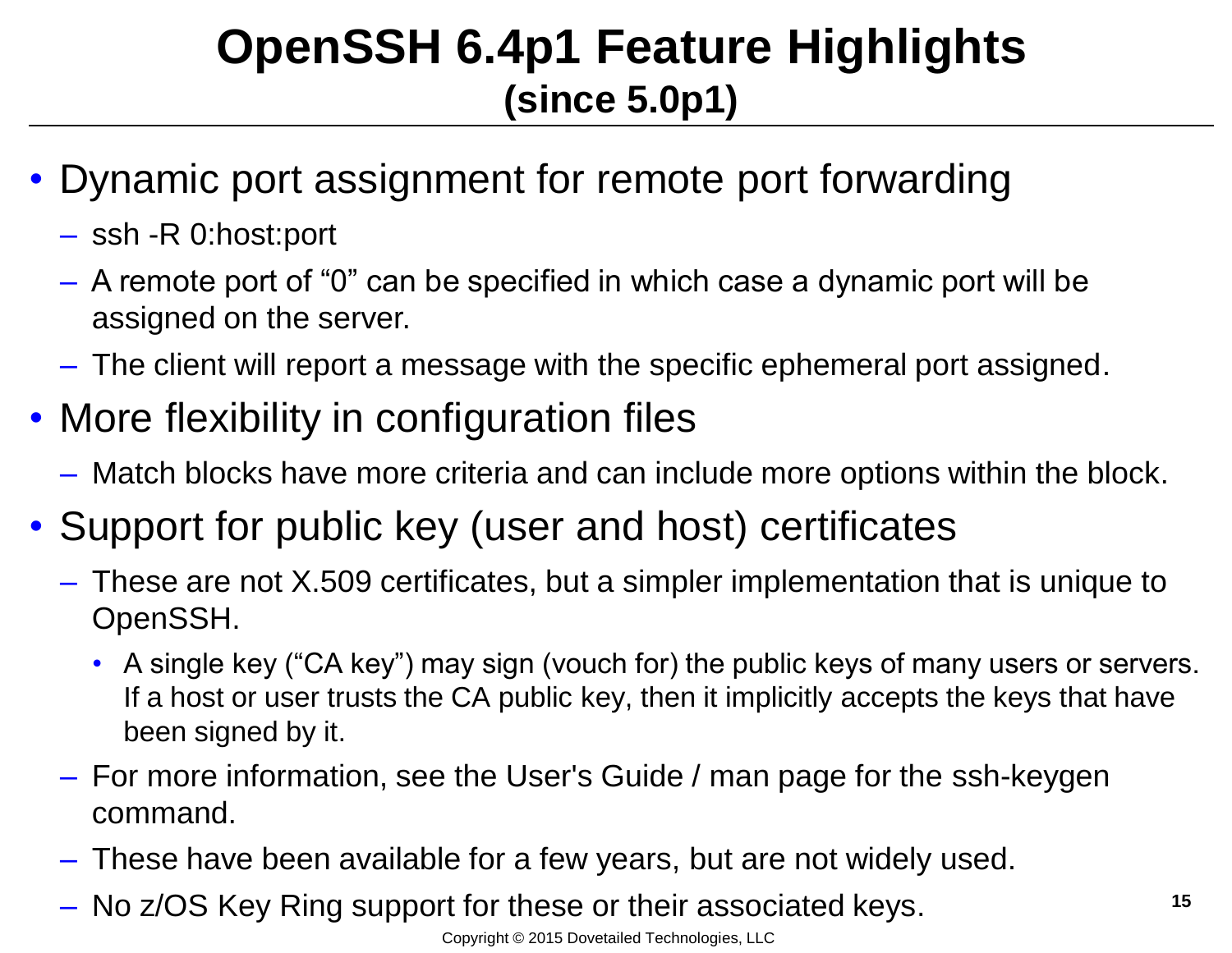# OpenSSH 6.4p1 Feature Highlights
## (since 5.0p1)

- Dynamic port assignment for remote port forwarding
  - ssh -R 0:host:port
  - A remote port of "0" can be specified in which case a dynamic port will be assigned on the server.
  - The client will report a message with the specific ephemeral port assigned.
- More flexibility in configuration files
  - Match blocks have more criteria and can include more options within the block.
- Support for public key (user and host) certificates
  - These are not X.509 certificates, but a simpler implementation that is unique to OpenSSH.
    - A single key ("CA key") may sign (vouch for) the public keys of many users or servers. If a host or user trusts the CA public key, then it implicitly accepts the keys that have been signed by it.
  - For more information, see the User's Guide / man page for the ssh-keygen command.
  - These have been available for a few years, but are not widely used.
  - No z/OS Key Ring support for these or their associated keys.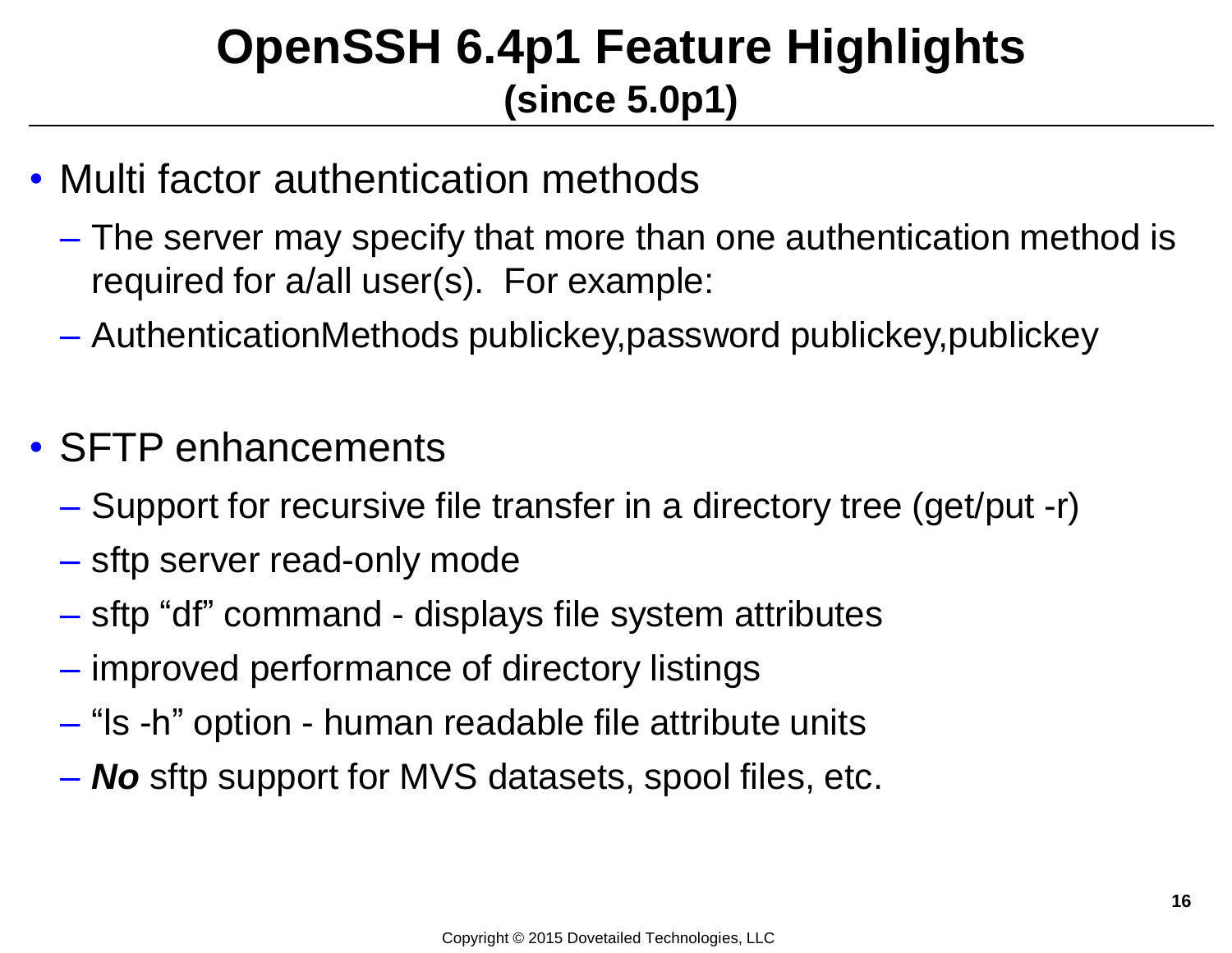# OpenSSH 6.4p1 Feature Highlights
## (since 5.0p1)

- Multi factor authentication methods
  - The server may specify that more than one authentication method is required for a/all user(s). For example:
  - AuthenticationMethods publickey,password publickey,publickey
- SFTP enhancements
  - Support for recursive file transfer in a directory tree (get/put -r)
  - sftp server read-only mode
  - sftp "df" command - displays file system attributes
  - improved performance of directory listings
  - "ls -h" option - human readable file attribute units
  - ***No*** sftp support for MVS datasets, spool files, etc.

Copyright © 2015 Dovetailed Technologies, LLC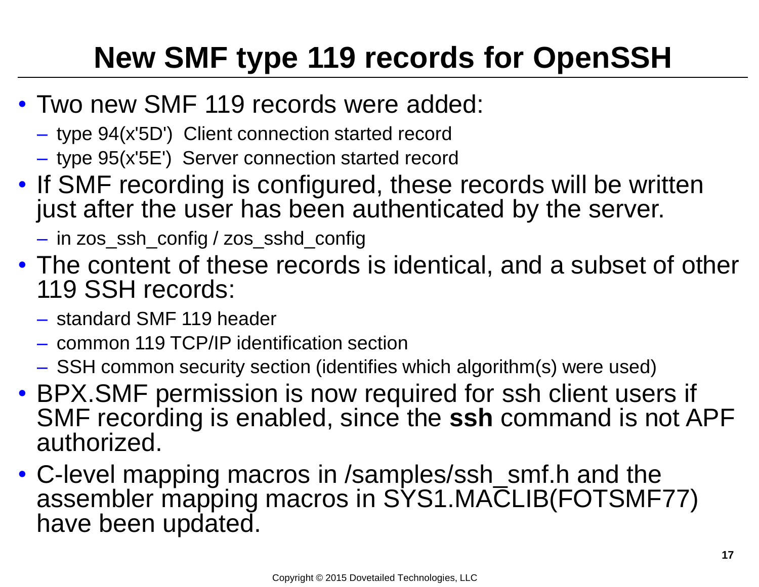# New SMF type 119 records for OpenSSH

- Two new SMF 119 records were added:
  - type 94(x'5D') Client connection started record
  - type 95(x'5E') Server connection started record
- If SMF recording is configured, these records will be written just after the user has been authenticated by the server.
  - in zos_ssh_config / zos_sshd_config
- The content of these records is identical, and a subset of other 119 SSH records:
  - standard SMF 119 header
  - common 119 TCP/IP identification section
  - SSH common security section (identifies which algorithm(s) were used)
- BPX.SMF permission is now required for ssh client users if SMF recording is enabled, since the **ssh** command is not APF authorized.
- C-level mapping macros in /samples/ssh_smf.h and the assembler mapping macros in SYS1.MACLIB(FOTSMF77) have been updated.

Copyright © 2015 Dovetailed Technologies, LLC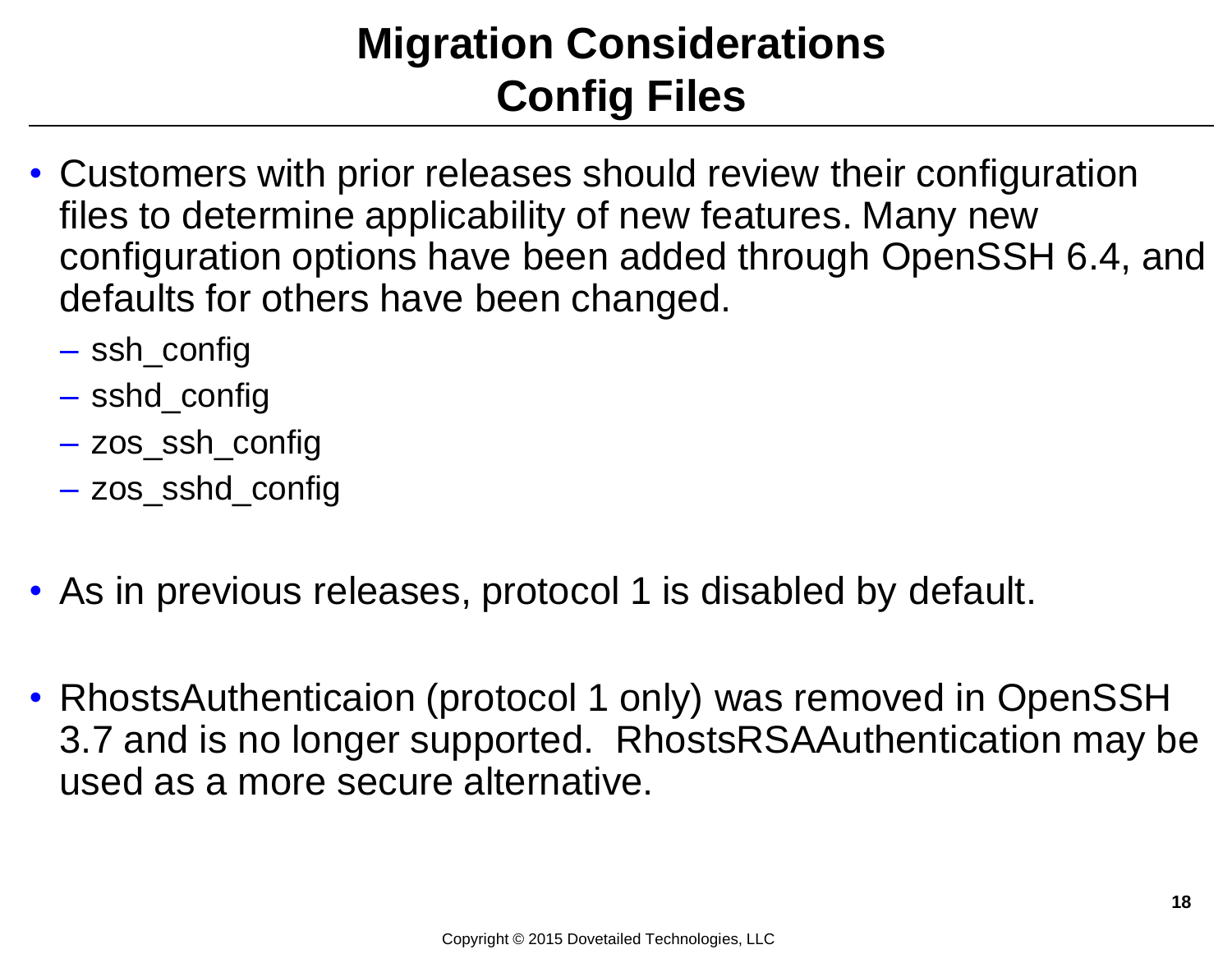# Migration Considerations
# Config Files

- Customers with prior releases should review their configuration files to determine applicability of new features. Many new configuration options have been added through OpenSSH 6.4, and defaults for others have been changed.
  - ssh_config
  - sshd_config
  - zos_ssh_config
  - zos_sshd_config

- As in previous releases, protocol 1 is disabled by default.

- RhostsAuthenticaion (protocol 1 only) was removed in OpenSSH 3.7 and is no longer supported. RhostsRSAAuthentication may be used as a more secure alternative.

Copyright © 2015 Dovetailed Technologies, LLC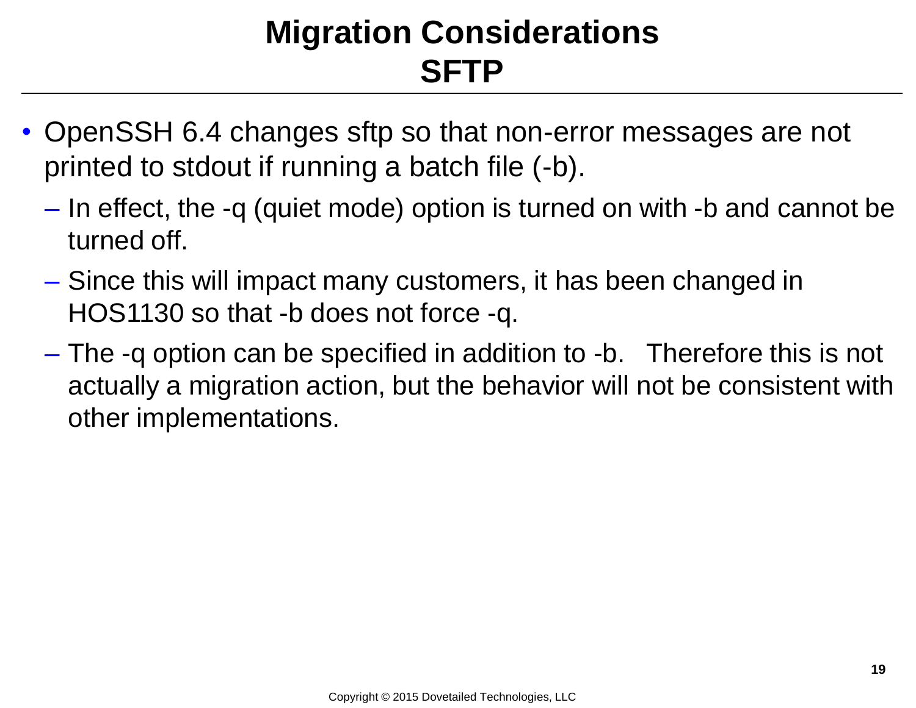# Migration Considerations SFTP

- OpenSSH 6.4 changes sftp so that non-error messages are not printed to stdout if running a batch file (-b).
  - In effect, the -q (quiet mode) option is turned on with -b and cannot be turned off.
  - Since this will impact many customers, it has been changed in HOS1130 so that -b does not force -q.
  - The -q option can be specified in addition to -b. Therefore this is not actually a migration action, but the behavior will not be consistent with other implementations.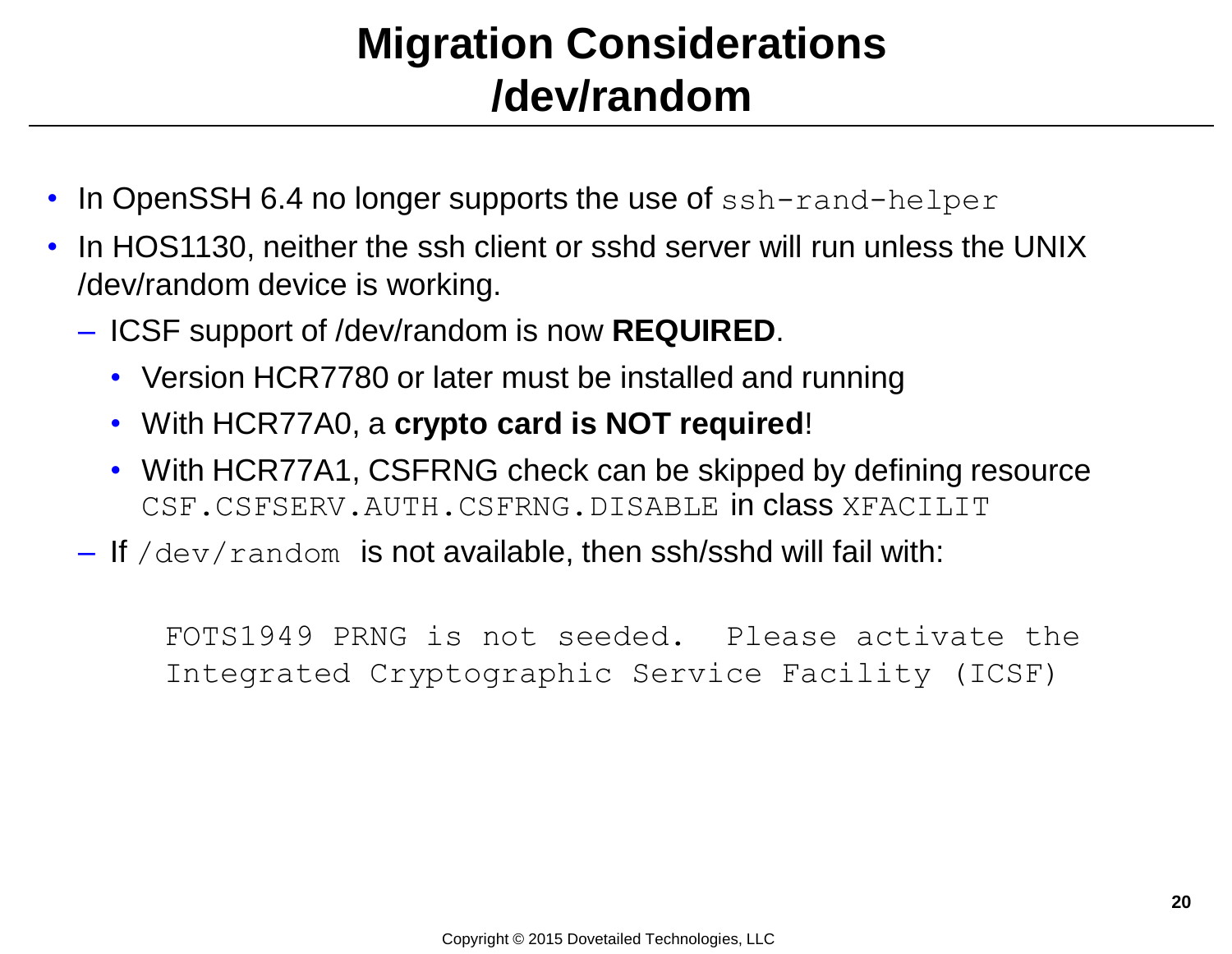# Migration Considerations /dev/random

- In OpenSSH 6.4 no longer supports the use of `ssh-rand-helper`
- In HOS1130, neither the ssh client or sshd server will run unless the UNIX /dev/random device is working.
  - ICSF support of /dev/random is now **REQUIRED**.
    - Version HCR7780 or later must be installed and running
    - With HCR77A0, a **crypto card is NOT required**!
    - With HCR77A1, CSFRNG check can be skipped by defining resource `CSF.CSFSERV.AUTH.CSFRNG.DISABLE` in class `XFACILIT`
  - If `/dev/random` is not available, then ssh/sshd will fail with:

```
FOTS1949 PRNG is not seeded.  Please activate the
Integrated Cryptographic Service Facility (ICSF)
```

Copyright © 2015 Dovetailed Technologies, LLC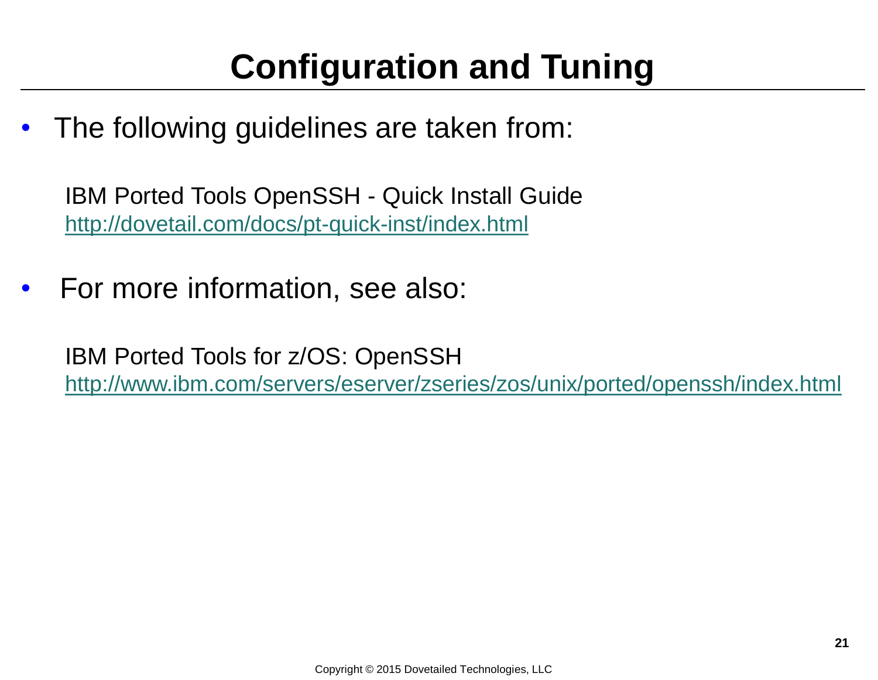# Configuration and Tuning

- The following guidelines are taken from:

  IBM Ported Tools OpenSSH - Quick Install Guide
  http://dovetail.com/docs/pt-quick-inst/index.html

- For more information, see also:

  IBM Ported Tools for z/OS: OpenSSH
  http://www.ibm.com/servers/eserver/zseries/zos/unix/ported/openssh/index.html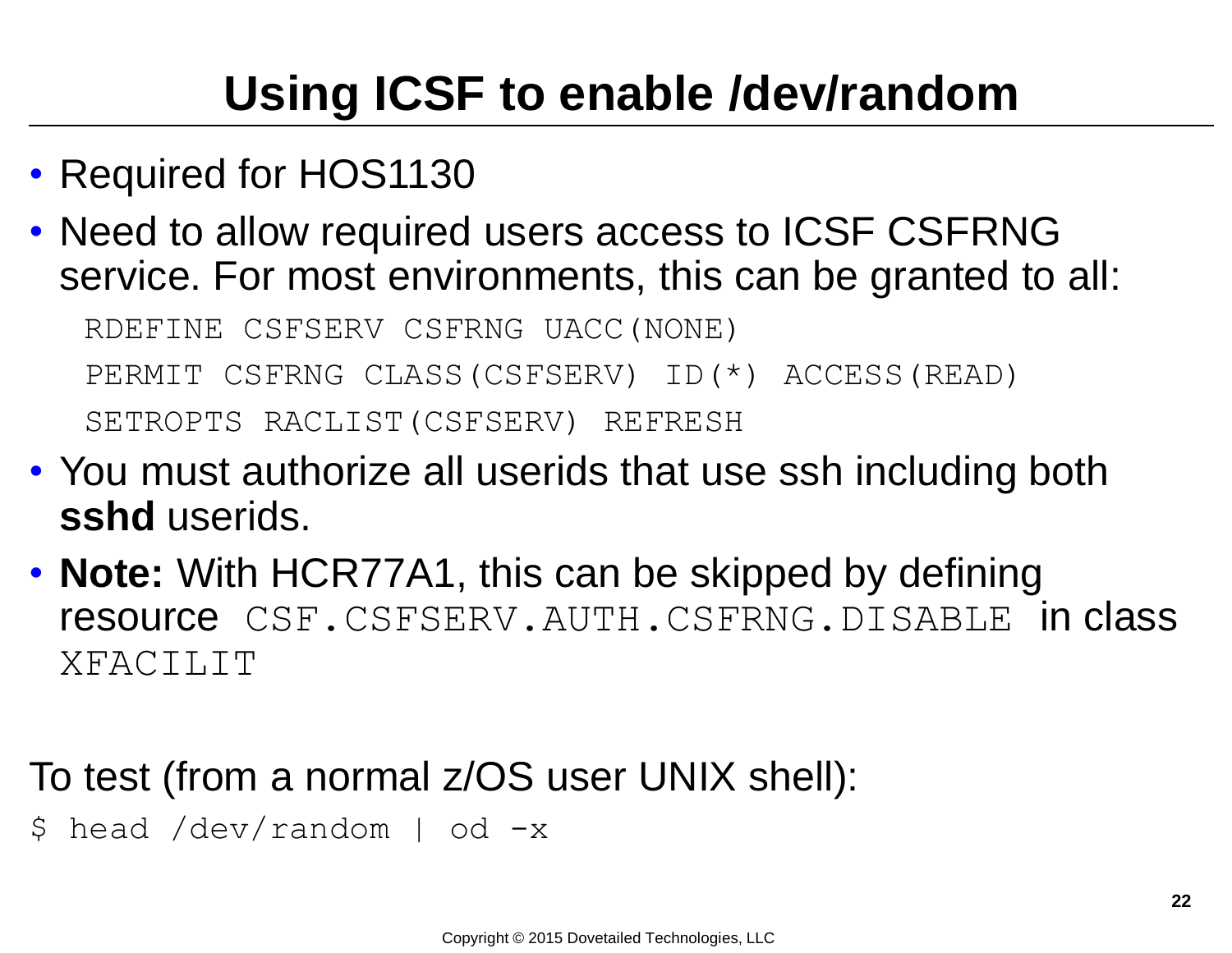# Using ICSF to enable /dev/random

- Required for HOS1130
- Need to allow required users access to ICSF CSFRNG service. For most environments, this can be granted to all:

```
RDEFINE CSFSERV CSFRNG UACC(NONE)
PERMIT CSFRNG CLASS(CSFSERV) ID(*) ACCESS(READ)
SETROPTS RACLIST(CSFSERV) REFRESH
```

- You must authorize all userids that use ssh including both **sshd** userids.
- **Note:** With HCR77A1, this can be skipped by defining resource `CSF.CSFSERV.AUTH.CSFRNG.DISABLE` in class `XFACILIT`

To test (from a normal z/OS user UNIX shell):

```
$ head /dev/random | od -x
```

Copyright © 2015 Dovetailed Technologies, LLC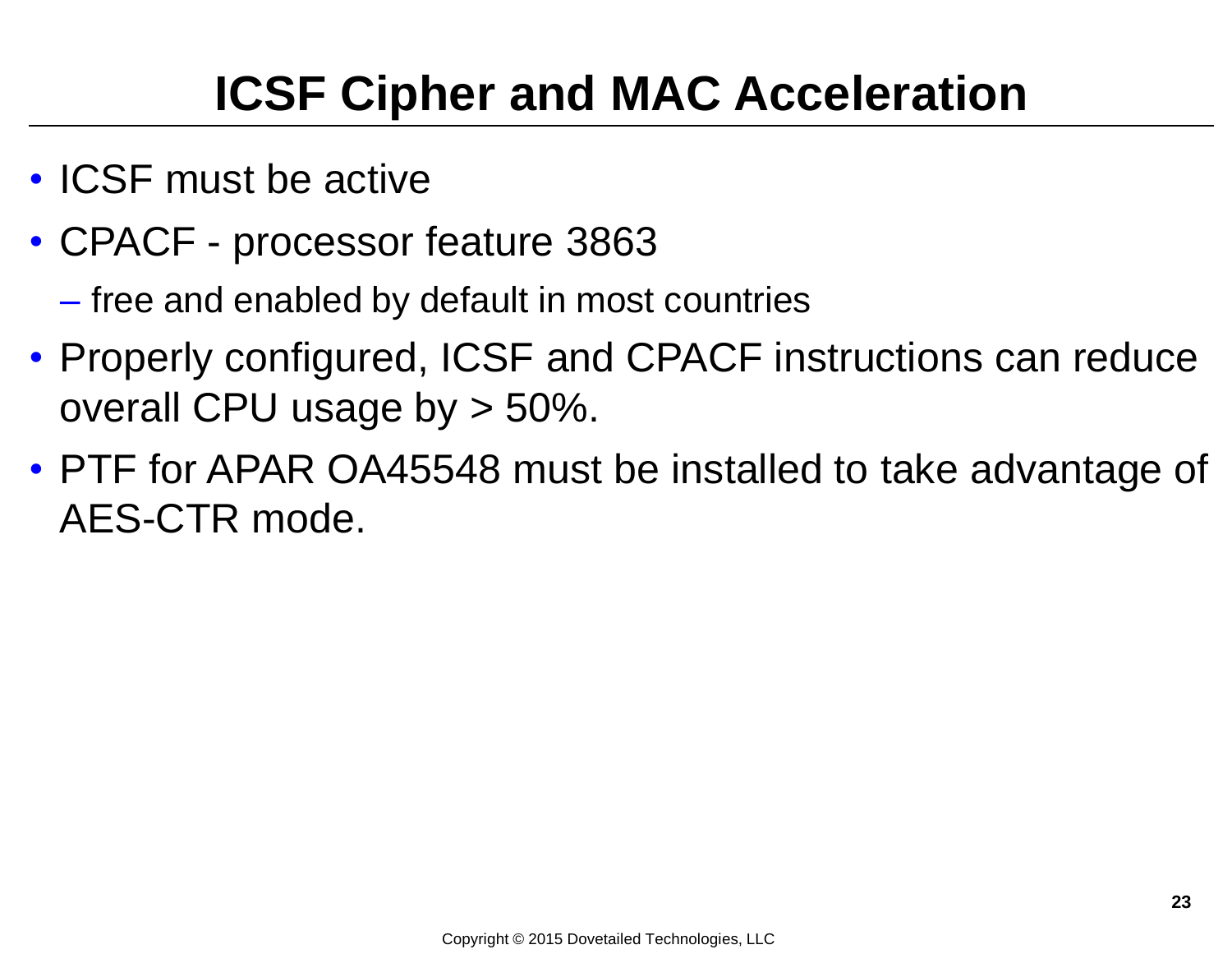# ICSF Cipher and MAC Acceleration

- ICSF must be active
- CPACF - processor feature 3863
  - free and enabled by default in most countries
- Properly configured, ICSF and CPACF instructions can reduce overall CPU usage by > 50%.
- PTF for APAR OA45548 must be installed to take advantage of AES-CTR mode.

Copyright © 2015 Dovetailed Technologies, LLC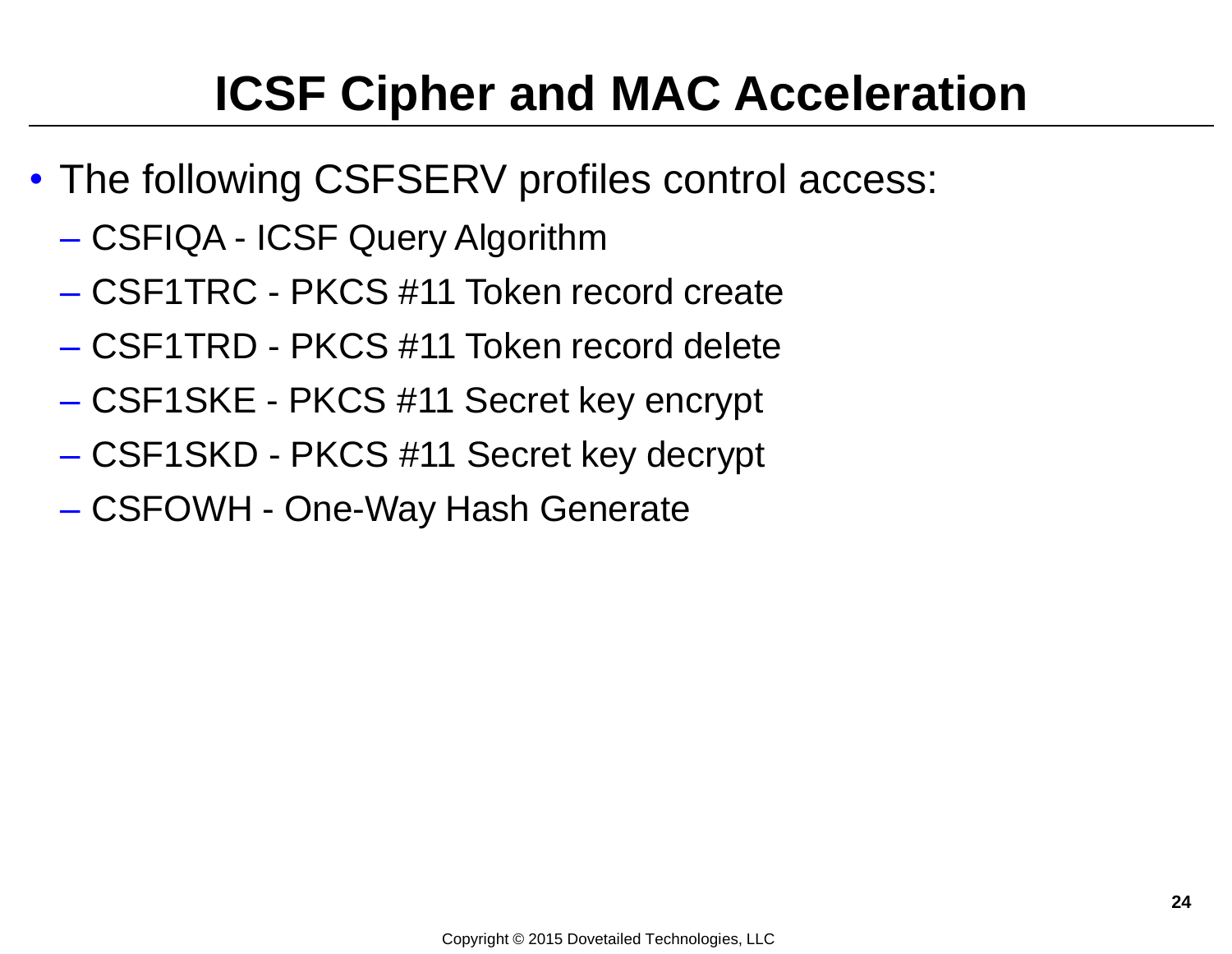# ICSF Cipher and MAC Acceleration

- The following CSFSERV profiles control access:
  - CSFIQA - ICSF Query Algorithm
  - CSF1TRC - PKCS #11 Token record create
  - CSF1TRD - PKCS #11 Token record delete
  - CSF1SKE - PKCS #11 Secret key encrypt
  - CSF1SKD - PKCS #11 Secret key decrypt
  - CSFOWH - One-Way Hash Generate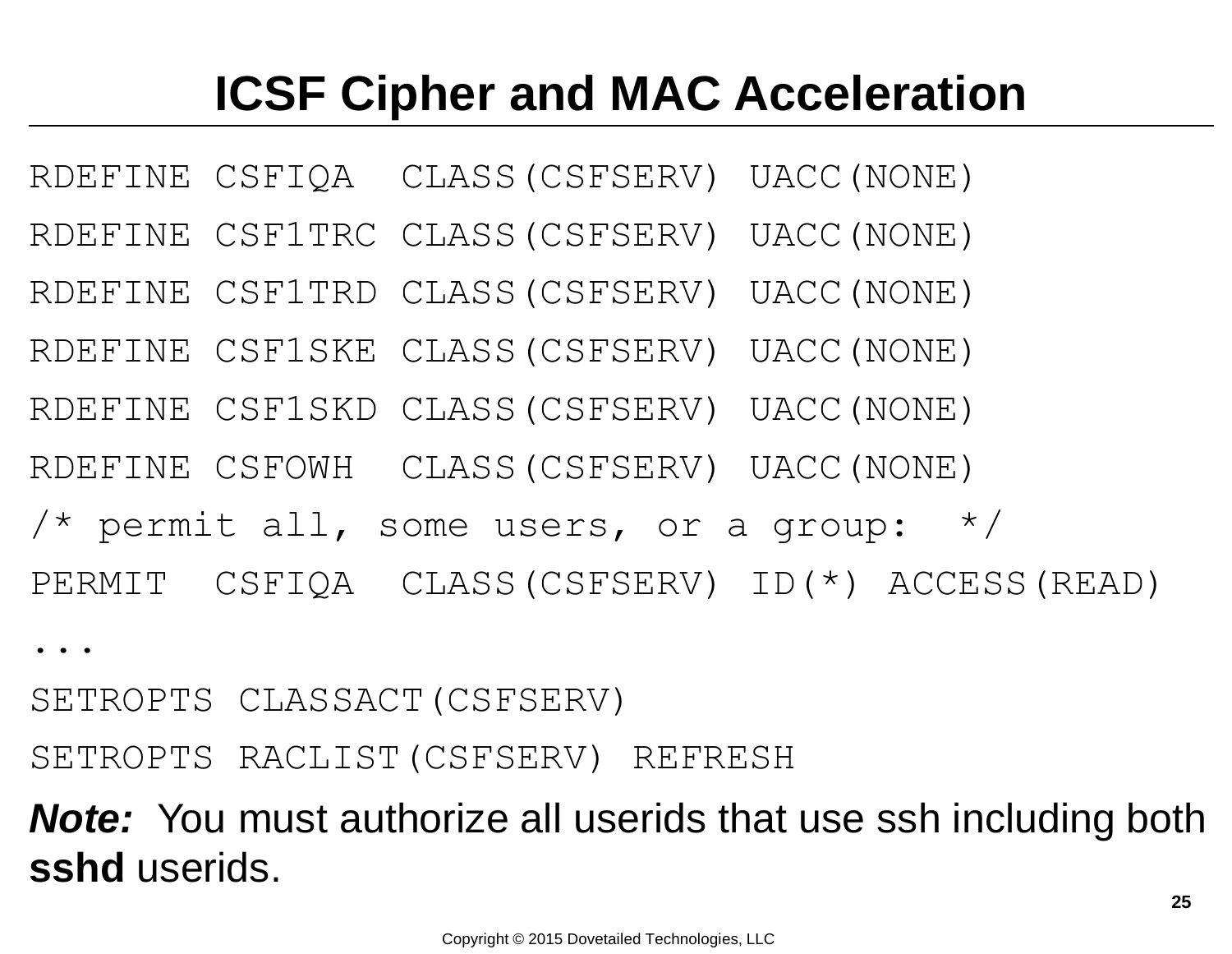# ICSF Cipher and MAC Acceleration

```
RDEFINE CSFIQA  CLASS(CSFSERV) UACC(NONE)
RDEFINE CSF1TRC CLASS(CSFSERV) UACC(NONE)
RDEFINE CSF1TRD CLASS(CSFSERV) UACC(NONE)
RDEFINE CSF1SKE CLASS(CSFSERV) UACC(NONE)
RDEFINE CSF1SKD CLASS(CSFSERV) UACC(NONE)
RDEFINE CSFOWH  CLASS(CSFSERV) UACC(NONE)
/* permit all, some users, or a group:  */
PERMIT  CSFIQA  CLASS(CSFSERV) ID(*) ACCESS(READ)
...
SETROPTS CLASSACT(CSFSERV)
SETROPTS RACLIST(CSFSERV) REFRESH
```

***Note:*** You must authorize all userids that use ssh including both **sshd** userids.

Copyright © 2015 Dovetailed Technologies, LLC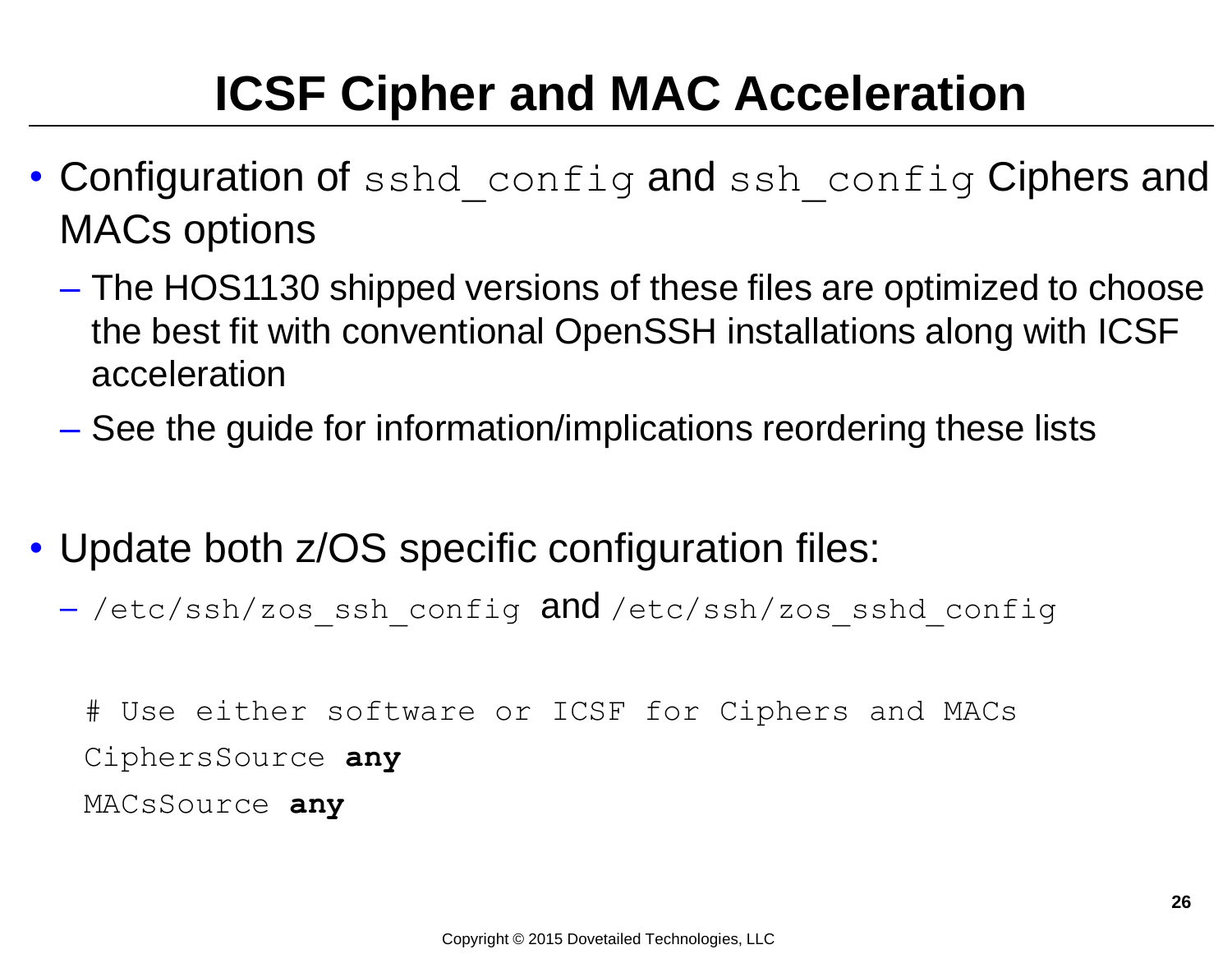# ICSF Cipher and MAC Acceleration

- Configuration of `sshd_config` and `ssh_config` Ciphers and MACs options
  - The HOS1130 shipped versions of these files are optimized to choose the best fit with conventional OpenSSH installations along with ICSF acceleration
  - See the guide for information/implications reordering these lists

- Update both z/OS specific configuration files:
  - `/etc/ssh/zos_ssh_config` and `/etc/ssh/zos_sshd_config`

```
# Use either software or ICSF for Ciphers and MACs
CiphersSource any
MACsSource any
```

Copyright © 2015 Dovetailed Technologies, LLC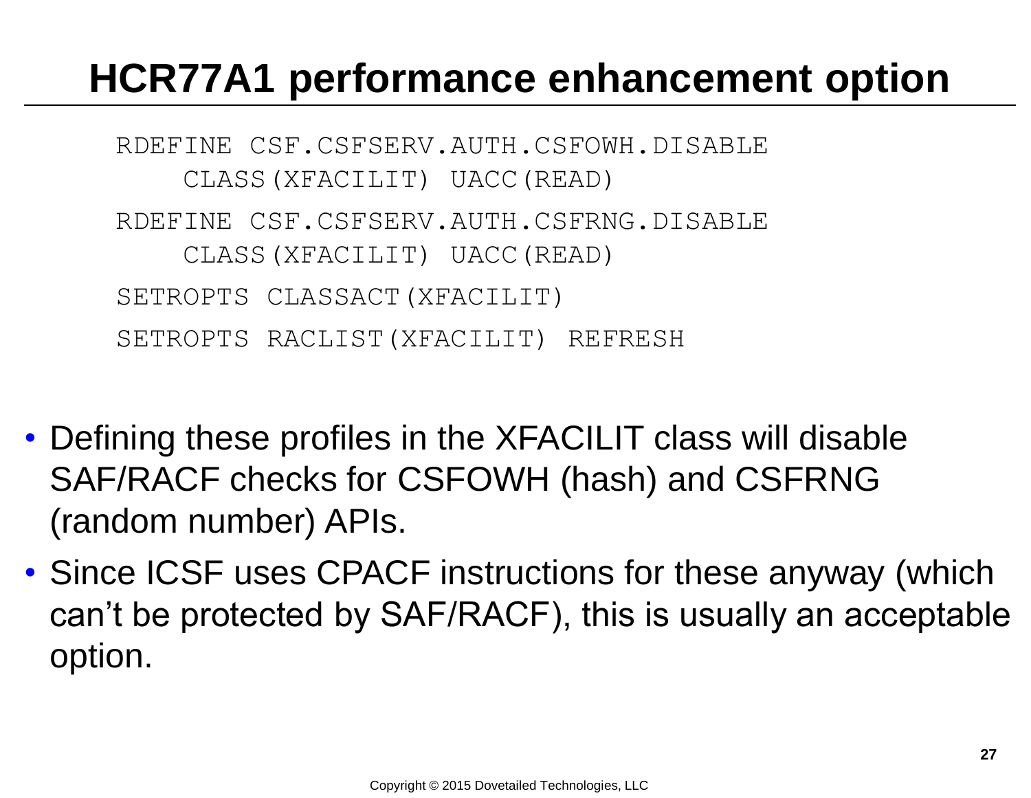# HCR77A1 performance enhancement option

```
RDEFINE CSF.CSFSERV.AUTH.CSFOWH.DISABLE
    CLASS(XFACILIT) UACC(READ)
RDEFINE CSF.CSFSERV.AUTH.CSFRNG.DISABLE
    CLASS(XFACILIT) UACC(READ)
SETROPTS CLASSACT(XFACILIT)
SETROPTS RACLIST(XFACILIT) REFRESH
```

- Defining these profiles in the XFACILIT class will disable SAF/RACF checks for CSFOWH (hash) and CSFRNG (random number) APIs.
- Since ICSF uses CPACF instructions for these anyway (which can't be protected by SAF/RACF), this is usually an acceptable option.

Copyright © 2015 Dovetailed Technologies, LLC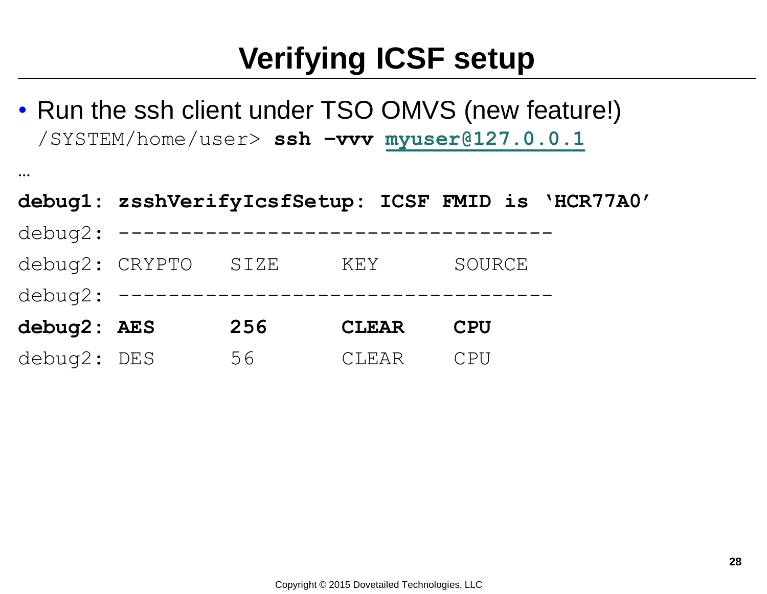# Verifying ICSF setup

- Run the ssh client under TSO OMVS (new feature!)

```
/SYSTEM/home/user> ssh -vvv myuser@127.0.0.1
...
debug1: zsshVerifyIcsfSetup: ICSF FMID is 'HCR77A0'
debug2: -----------------------------------
debug2: CRYPTO   SIZE     KEY      SOURCE
debug2: -----------------------------------
debug2: AES      256      CLEAR    CPU
debug2: DES      56       CLEAR    CPU
```

Copyright © 2015 Dovetailed Technologies, LLC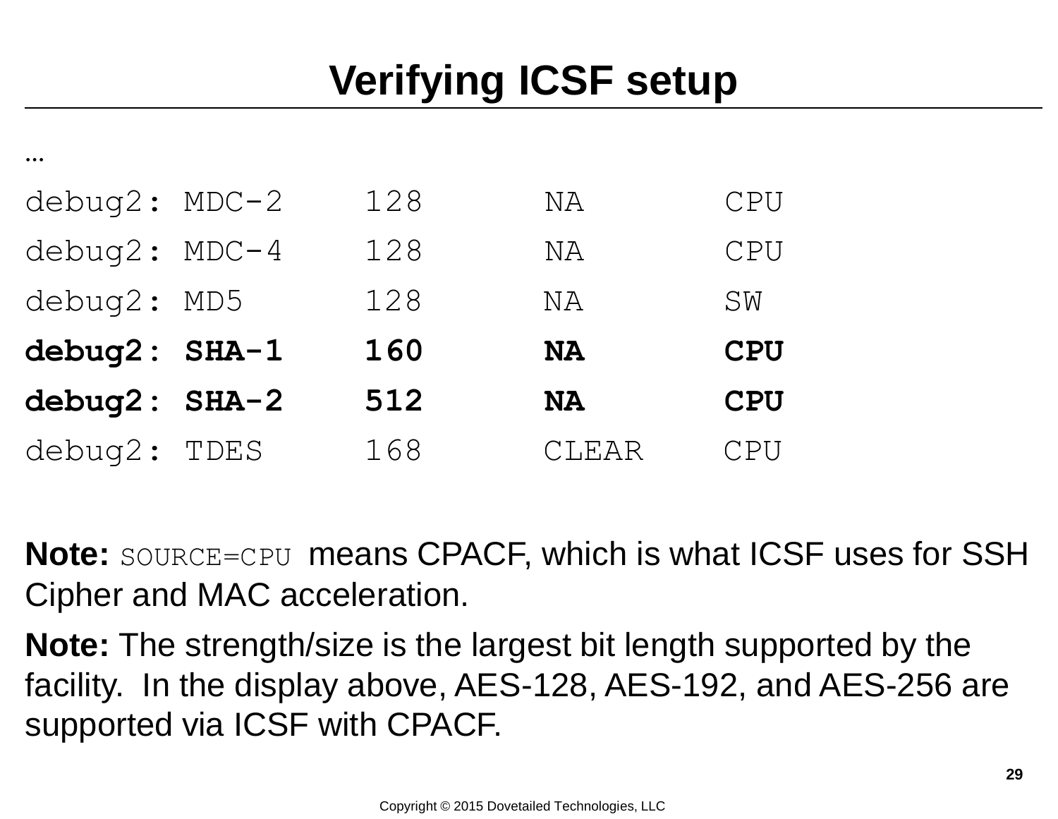# Verifying ICSF setup

```
…
debug2: MDC-2    128      NA       CPU
debug2: MDC-4    128      NA       CPU
debug2: MD5      128      NA       SW
debug2: SHA-1    160      NA       CPU
debug2: SHA-2    512      NA       CPU
debug2: TDES     168      CLEAR    CPU
```

**Note:** `SOURCE=CPU` means CPACF, which is what ICSF uses for SSH Cipher and MAC acceleration.

**Note:** The strength/size is the largest bit length supported by the facility. In the display above, AES-128, AES-192, and AES-256 are supported via ICSF with CPACF.

Copyright © 2015 Dovetailed Technologies, LLC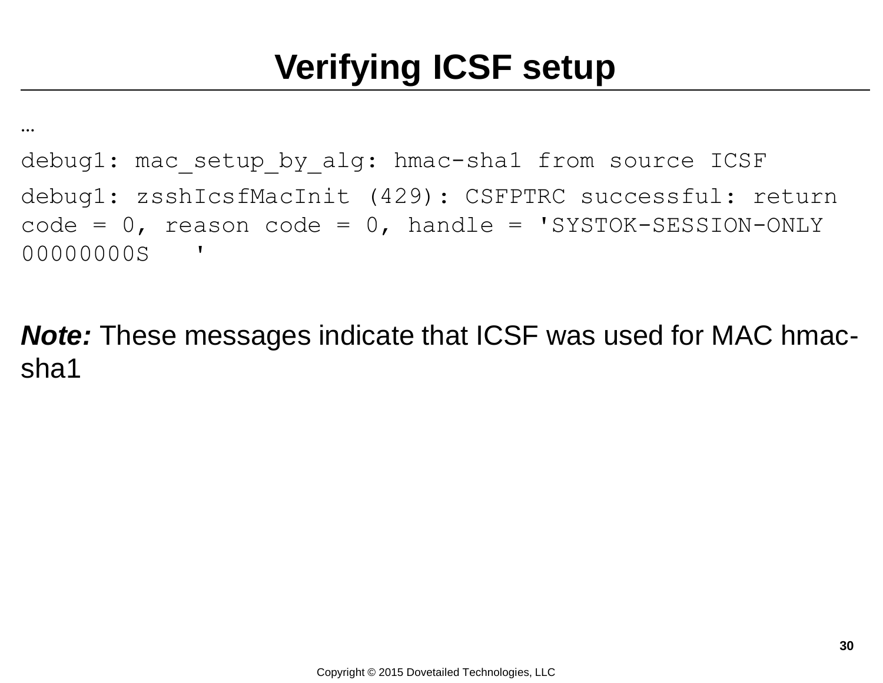# Verifying ICSF setup

...

```
debug1: mac_setup_by_alg: hmac-sha1 from source ICSF
debug1: zsshIcsfMacInit (429): CSFPTRC successful: return code = 0, reason code = 0, handle = 'SYSTOK-SESSION-ONLY 00000000S   '
```

***Note:*** These messages indicate that ICSF was used for MAC hmac-sha1

Copyright © 2015 Dovetailed Technologies, LLC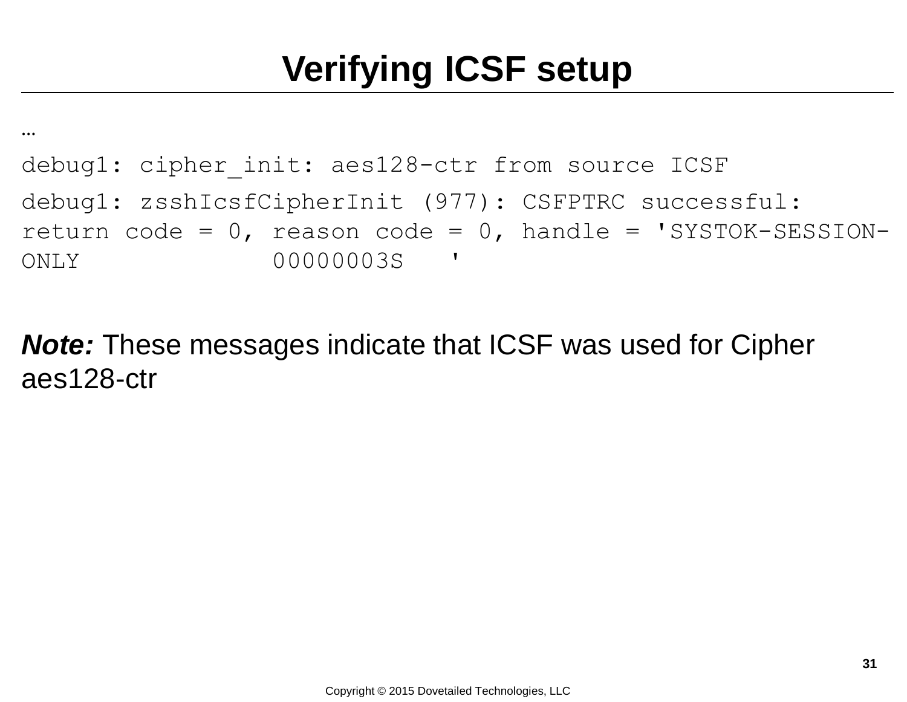# Verifying ICSF setup

```
...
debug1: cipher_init: aes128-ctr from source ICSF
debug1: zsshIcsfCipherInit (977): CSFPTRC successful: 
return code = 0, reason code = 0, handle = 'SYSTOK-SESSION-
ONLY            00000003S   '
```

***Note:*** These messages indicate that ICSF was used for Cipher aes128-ctr

Copyright © 2015 Dovetailed Technologies, LLC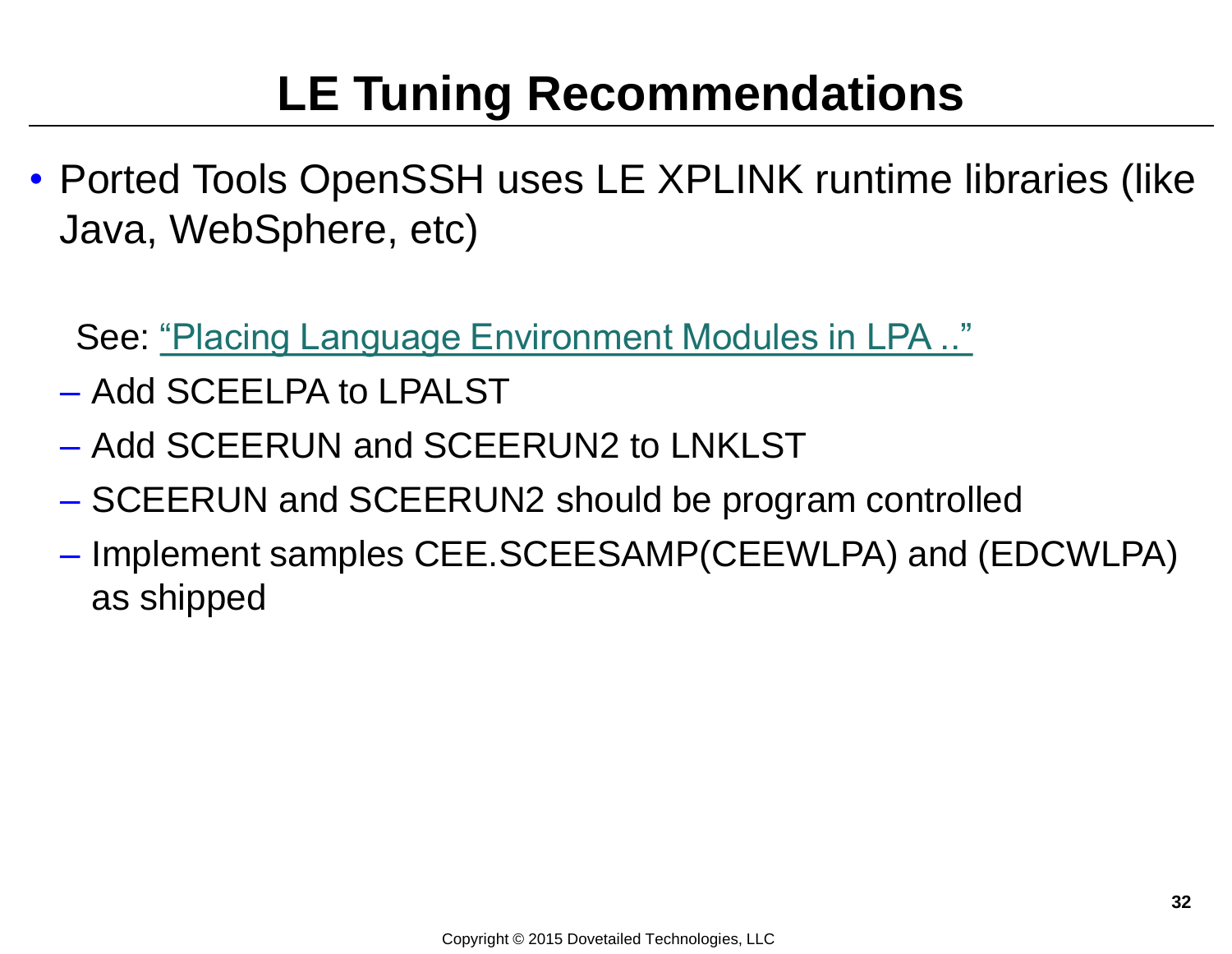# LE Tuning Recommendations

- Ported Tools OpenSSH uses LE XPLINK runtime libraries (like Java, WebSphere, etc)

  See: "Placing Language Environment Modules in LPA .."

  - Add SCEELPA to LPALST
  - Add SCEERUN and SCEERUN2 to LNKLST
  - SCEERUN and SCEERUN2 should be program controlled
  - Implement samples CEE.SCEESAMP(CEEWLPA) and (EDCWLPA) as shipped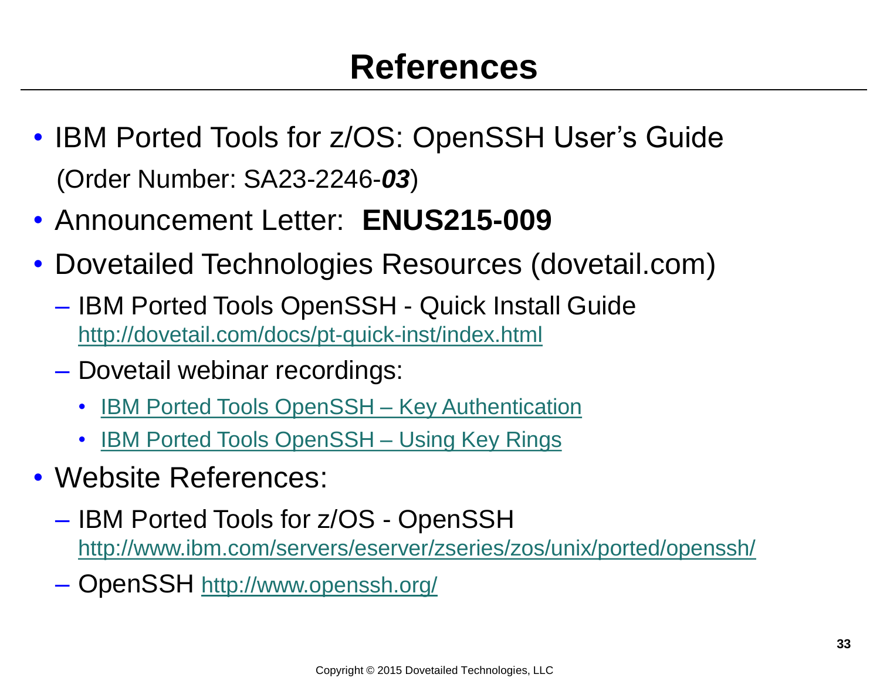# References

- IBM Ported Tools for z/OS: OpenSSH User's Guide
  (Order Number: SA23-2246-***03***)
- Announcement Letter: **ENUS215-009**
- Dovetailed Technologies Resources (dovetail.com)
  - IBM Ported Tools OpenSSH - Quick Install Guide
    http://dovetail.com/docs/pt-quick-inst/index.html
  - Dovetail webinar recordings:
    - IBM Ported Tools OpenSSH – Key Authentication
    - IBM Ported Tools OpenSSH – Using Key Rings
- Website References:
  - IBM Ported Tools for z/OS - OpenSSH
    http://www.ibm.com/servers/eserver/zseries/zos/unix/ported/openssh/
  - OpenSSH http://www.openssh.org/

Copyright © 2015 Dovetailed Technologies, LLC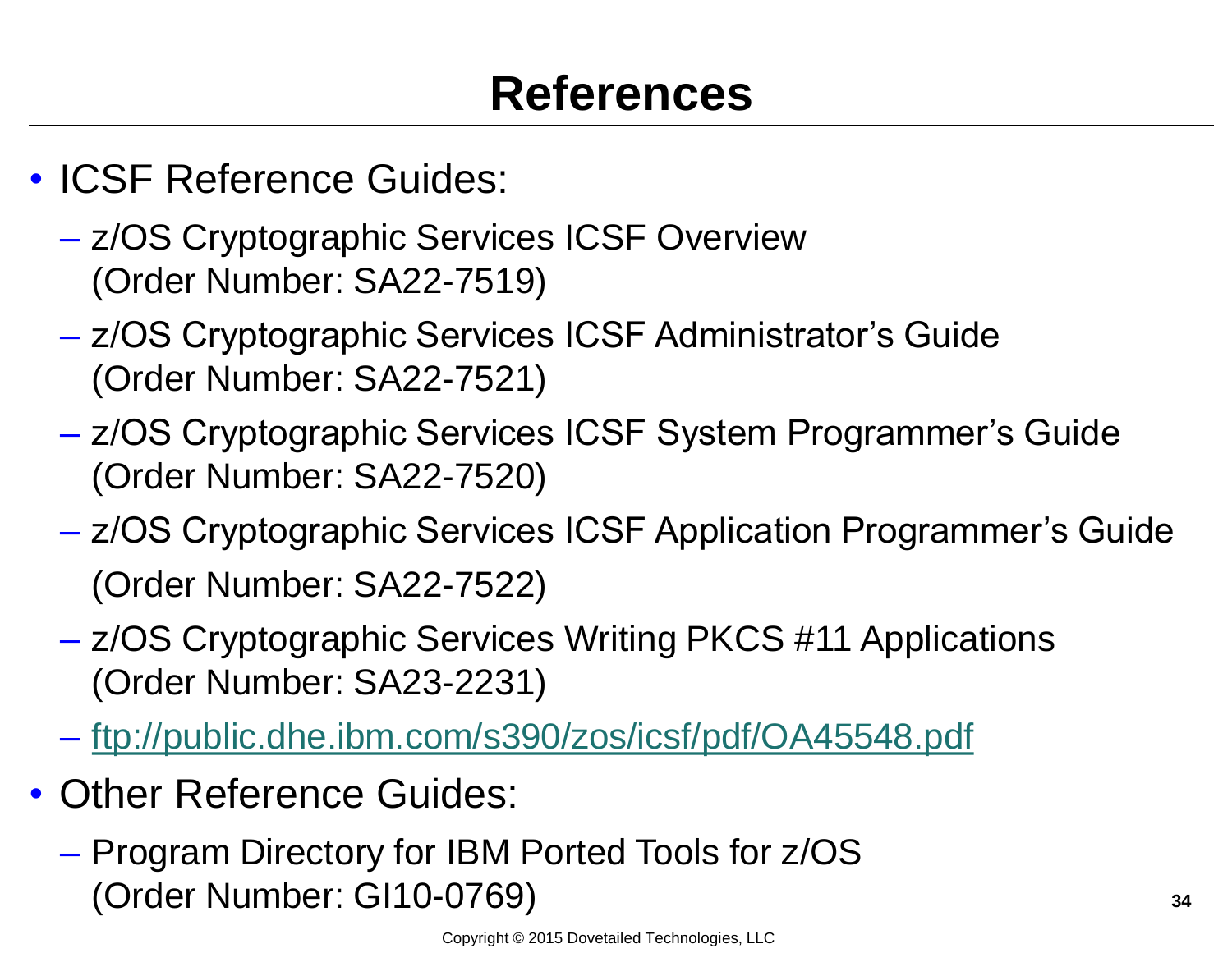# References

- ICSF Reference Guides:
  - z/OS Cryptographic Services ICSF Overview (Order Number: SA22-7519)
  - z/OS Cryptographic Services ICSF Administrator's Guide (Order Number: SA22-7521)
  - z/OS Cryptographic Services ICSF System Programmer's Guide (Order Number: SA22-7520)
  - z/OS Cryptographic Services ICSF Application Programmer's Guide (Order Number: SA22-7522)
  - z/OS Cryptographic Services Writing PKCS #11 Applications (Order Number: SA23-2231)
  - ftp://public.dhe.ibm.com/s390/zos/icsf/pdf/OA45548.pdf
- Other Reference Guides:
  - Program Directory for IBM Ported Tools for z/OS (Order Number: GI10-0769)

Copyright © 2015 Dovetailed Technologies, LLC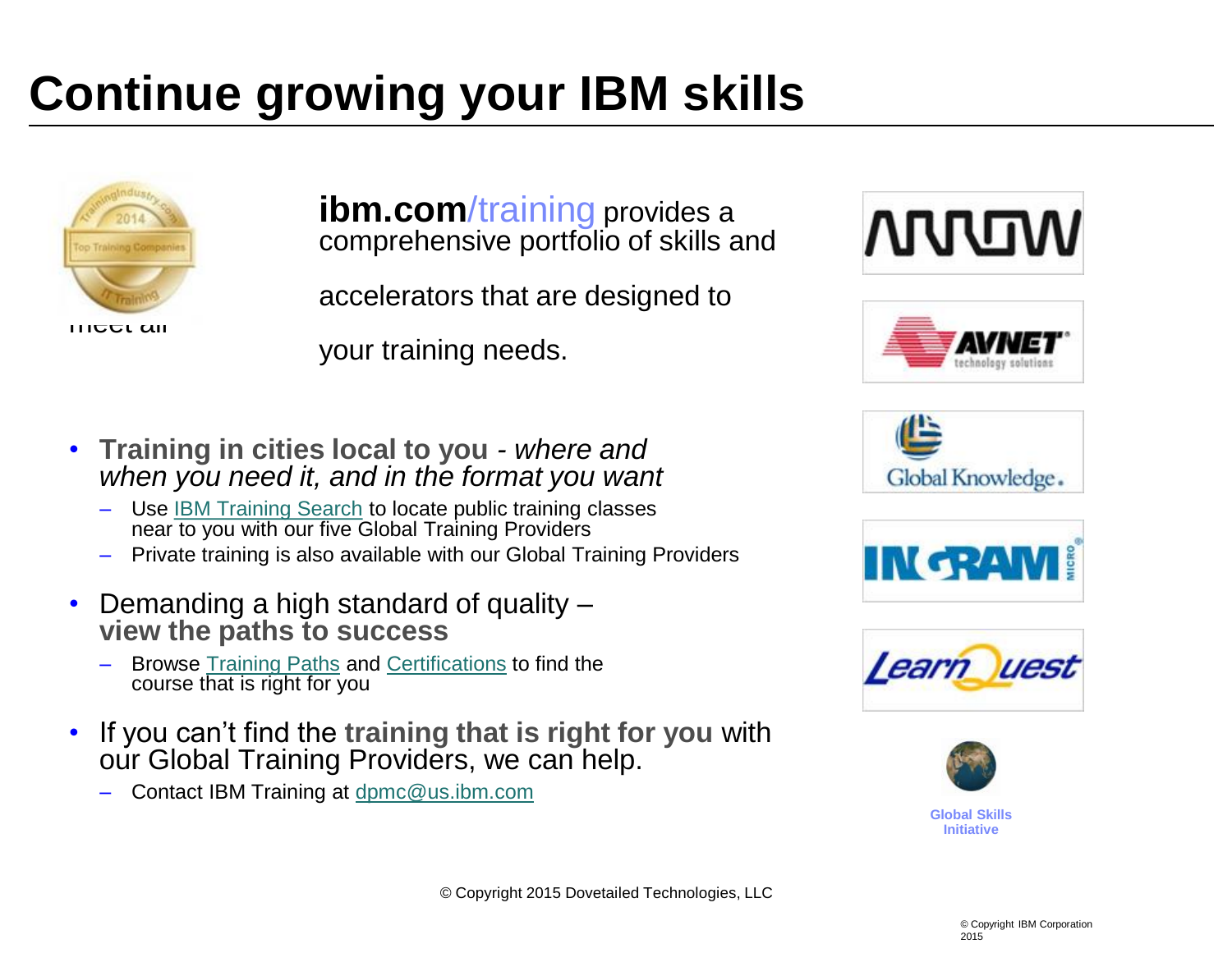# Continue growing your IBM skills

meet all

**ibm.com**/training provides a comprehensive portfolio of skills and accelerators that are designed to your training needs.

- **Training in cities local to you** - *where and when you need it, and in the format you want*
  - Use IBM Training Search to locate public training classes near to you with our five Global Training Providers
  - Private training is also available with our Global Training Providers
- Demanding a high standard of quality – **view the paths to success**
  - Browse Training Paths and Certifications to find the course that is right for you
- If you can't find the **training that is right for you** with our Global Training Providers, we can help.
  - Contact IBM Training at dpmc@us.ibm.com

Global Skills Initiative

© Copyright 2015 Dovetailed Technologies, LLC

© Copyright IBM Corporation 2015